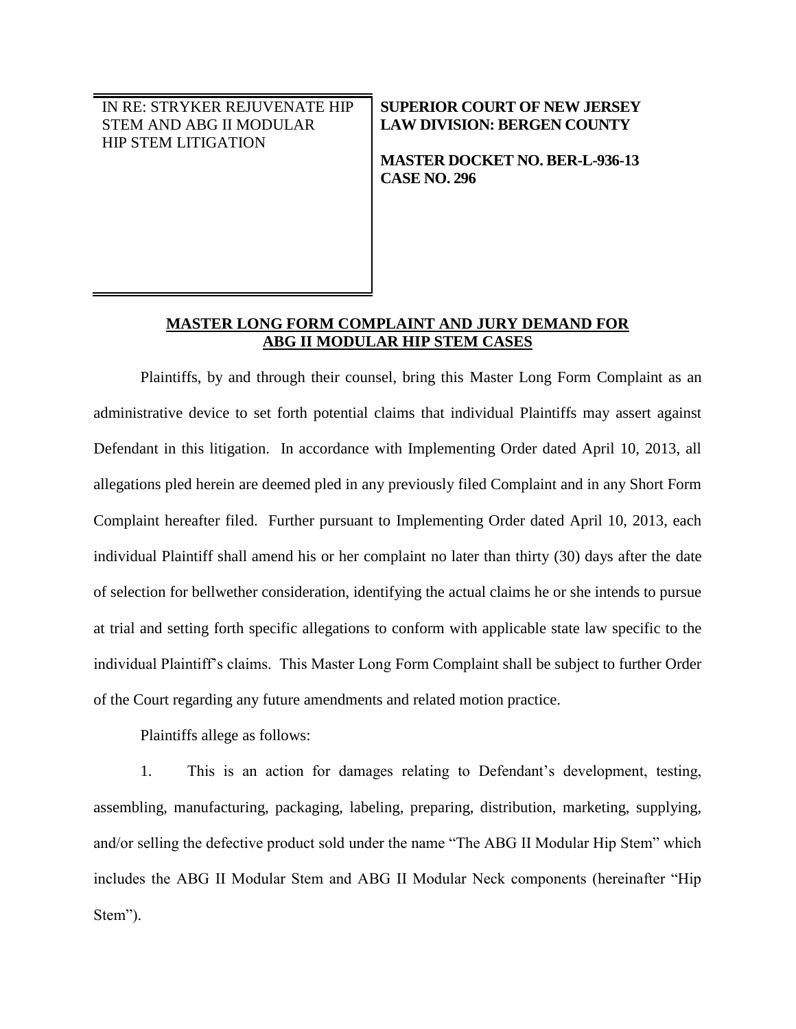| IN RE: STRYKER REJUVENATE HIP STEM AND ABG II MODULAR HIP STEM LITIGATION | **SUPERIOR COURT OF NEW JERSEY LAW DIVISION: BERGEN COUNTY**<br><br>**MASTER DOCKET NO. BER-L-936-13 CASE NO. 296** |
| --- | --- |

## MASTER LONG FORM COMPLAINT AND JURY DEMAND FOR ABG II MODULAR HIP STEM CASES

Plaintiffs, by and through their counsel, bring this Master Long Form Complaint as an administrative device to set forth potential claims that individual Plaintiffs may assert against Defendant in this litigation. In accordance with Implementing Order dated April 10, 2013, all allegations pled herein are deemed pled in any previously filed Complaint and in any Short Form Complaint hereafter filed. Further pursuant to Implementing Order dated April 10, 2013, each individual Plaintiff shall amend his or her complaint no later than thirty (30) days after the date of selection for bellwether consideration, identifying the actual claims he or she intends to pursue at trial and setting forth specific allegations to conform with applicable state law specific to the individual Plaintiff's claims. This Master Long Form Complaint shall be subject to further Order of the Court regarding any future amendments and related motion practice.

Plaintiffs allege as follows:

1. This is an action for damages relating to Defendant's development, testing, assembling, manufacturing, packaging, labeling, preparing, distribution, marketing, supplying, and/or selling the defective product sold under the name "The ABG II Modular Hip Stem" which includes the ABG II Modular Stem and ABG II Modular Neck components (hereinafter "Hip Stem").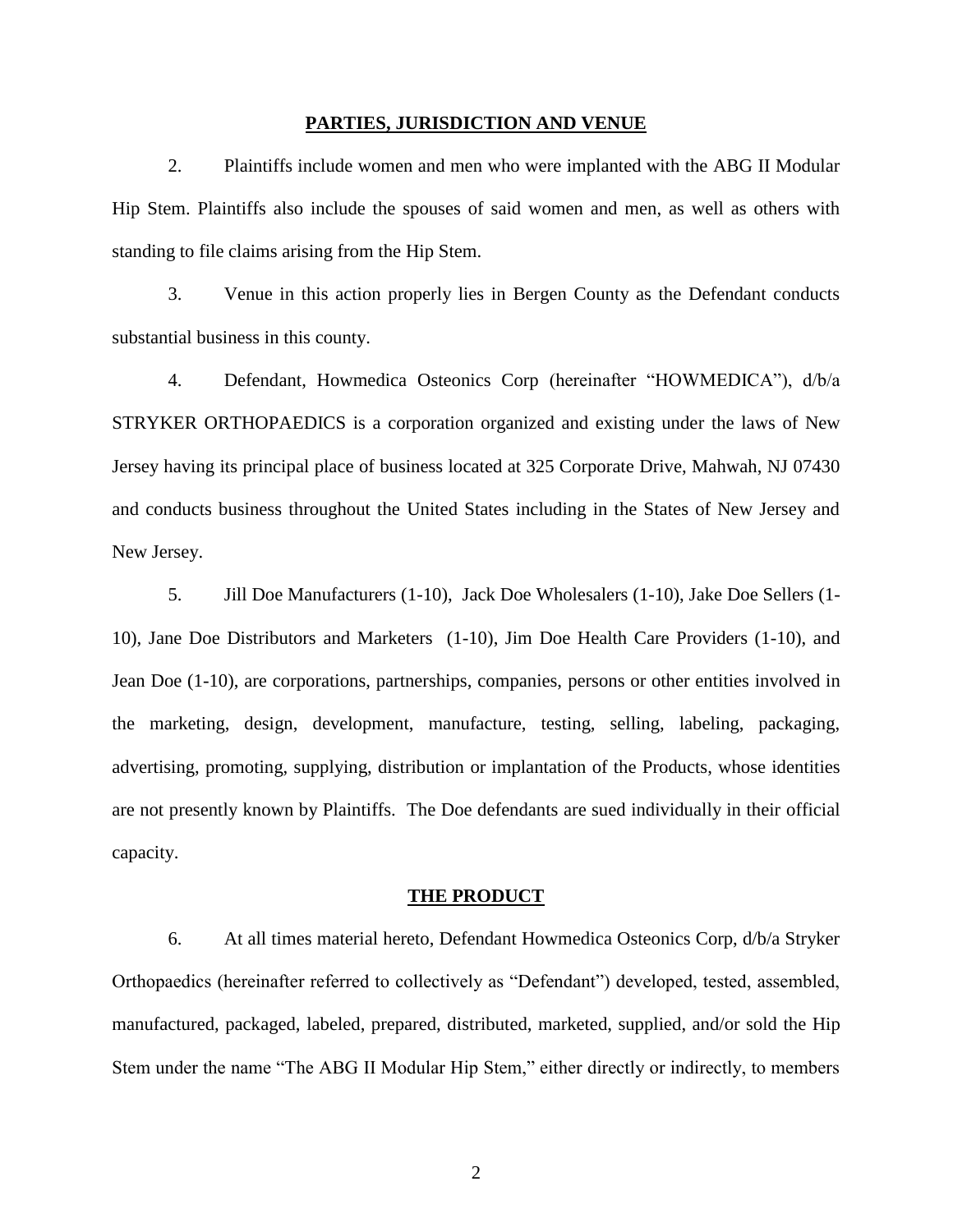## PARTIES, JURISDICTION AND VENUE

2. Plaintiffs include women and men who were implanted with the ABG II Modular Hip Stem. Plaintiffs also include the spouses of said women and men, as well as others with standing to file claims arising from the Hip Stem.

3. Venue in this action properly lies in Bergen County as the Defendant conducts substantial business in this county.

4. Defendant, Howmedica Osteonics Corp (hereinafter "HOWMEDICA"), d/b/a STRYKER ORTHOPAEDICS is a corporation organized and existing under the laws of New Jersey having its principal place of business located at 325 Corporate Drive, Mahwah, NJ 07430 and conducts business throughout the United States including in the States of New Jersey and New Jersey.

5. Jill Doe Manufacturers (1-10), Jack Doe Wholesalers (1-10), Jake Doe Sellers (1-10), Jane Doe Distributors and Marketers (1-10), Jim Doe Health Care Providers (1-10), and Jean Doe (1-10), are corporations, partnerships, companies, persons or other entities involved in the marketing, design, development, manufacture, testing, selling, labeling, packaging, advertising, promoting, supplying, distribution or implantation of the Products, whose identities are not presently known by Plaintiffs. The Doe defendants are sued individually in their official capacity.

## THE PRODUCT

6. At all times material hereto, Defendant Howmedica Osteonics Corp, d/b/a Stryker Orthopaedics (hereinafter referred to collectively as "Defendant") developed, tested, assembled, manufactured, packaged, labeled, prepared, distributed, marketed, supplied, and/or sold the Hip Stem under the name "The ABG II Modular Hip Stem," either directly or indirectly, to members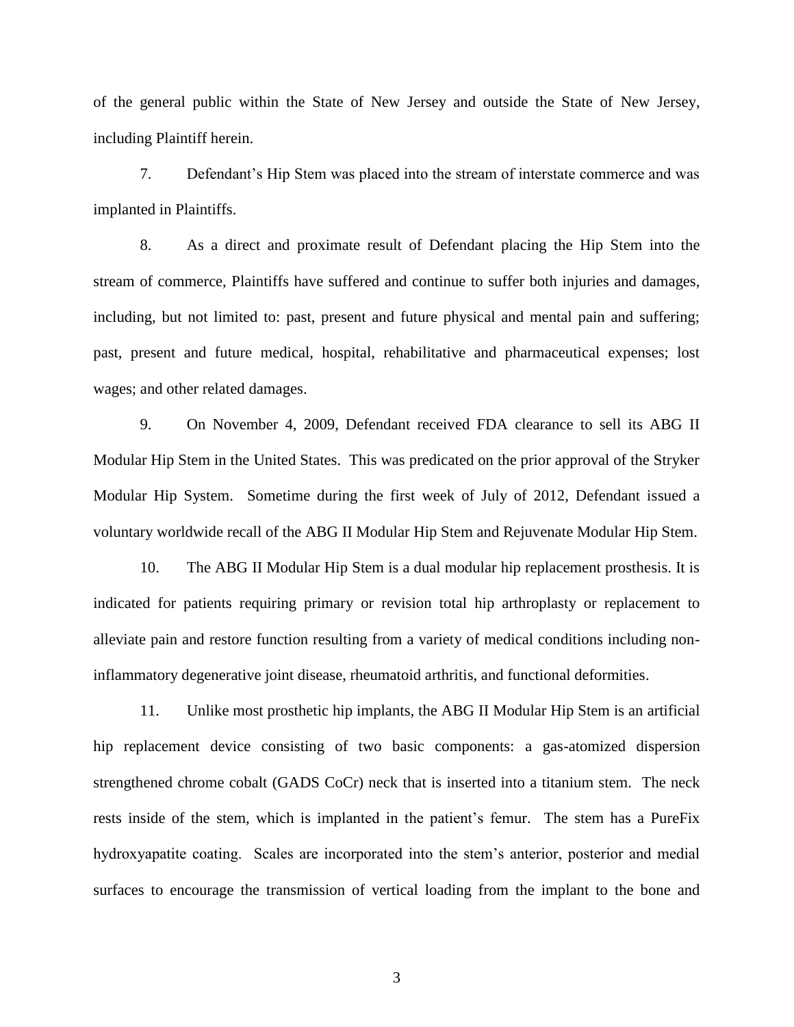of the general public within the State of New Jersey and outside the State of New Jersey, including Plaintiff herein.

7. Defendant's Hip Stem was placed into the stream of interstate commerce and was implanted in Plaintiffs.

8. As a direct and proximate result of Defendant placing the Hip Stem into the stream of commerce, Plaintiffs have suffered and continue to suffer both injuries and damages, including, but not limited to: past, present and future physical and mental pain and suffering; past, present and future medical, hospital, rehabilitative and pharmaceutical expenses; lost wages; and other related damages.

9. On November 4, 2009, Defendant received FDA clearance to sell its ABG II Modular Hip Stem in the United States. This was predicated on the prior approval of the Stryker Modular Hip System. Sometime during the first week of July of 2012, Defendant issued a voluntary worldwide recall of the ABG II Modular Hip Stem and Rejuvenate Modular Hip Stem.

10. The ABG II Modular Hip Stem is a dual modular hip replacement prosthesis. It is indicated for patients requiring primary or revision total hip arthroplasty or replacement to alleviate pain and restore function resulting from a variety of medical conditions including non-inflammatory degenerative joint disease, rheumatoid arthritis, and functional deformities.

11. Unlike most prosthetic hip implants, the ABG II Modular Hip Stem is an artificial hip replacement device consisting of two basic components: a gas-atomized dispersion strengthened chrome cobalt (GADS CoCr) neck that is inserted into a titanium stem. The neck rests inside of the stem, which is implanted in the patient's femur. The stem has a PureFix hydroxyapatite coating. Scales are incorporated into the stem's anterior, posterior and medial surfaces to encourage the transmission of vertical loading from the implant to the bone and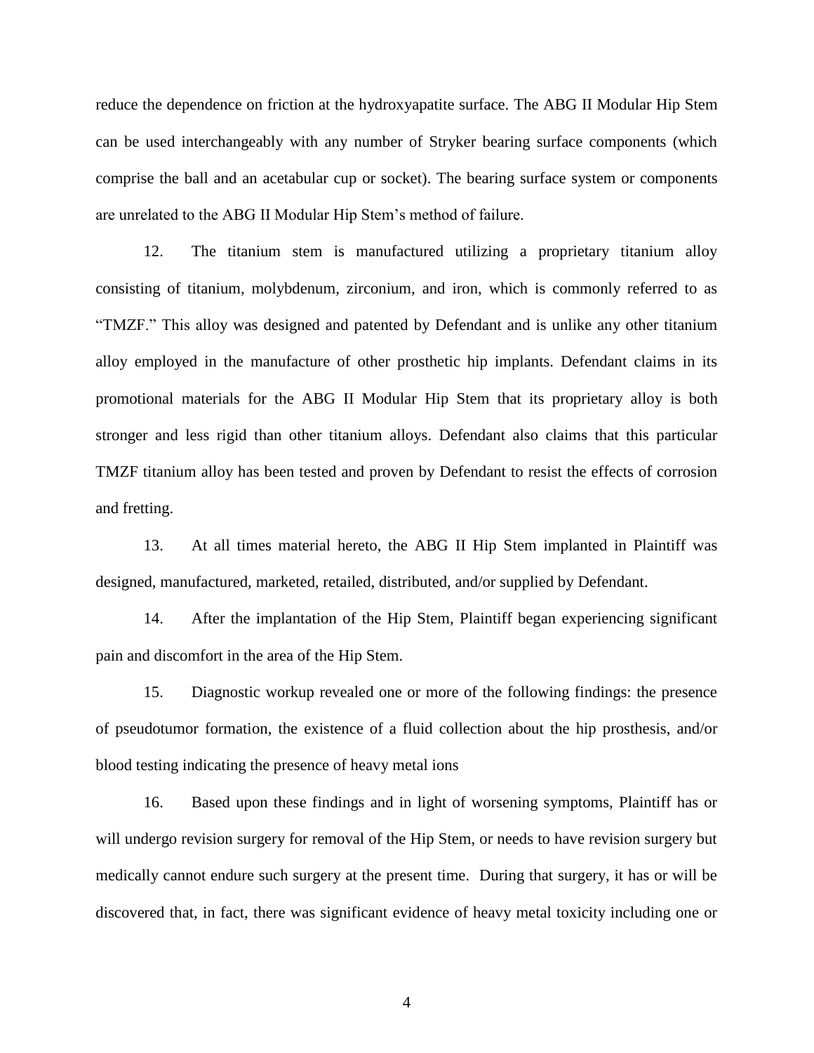reduce the dependence on friction at the hydroxyapatite surface. The ABG II Modular Hip Stem can be used interchangeably with any number of Stryker bearing surface components (which comprise the ball and an acetabular cup or socket). The bearing surface system or components are unrelated to the ABG II Modular Hip Stem's method of failure.

12. The titanium stem is manufactured utilizing a proprietary titanium alloy consisting of titanium, molybdenum, zirconium, and iron, which is commonly referred to as "TMZF." This alloy was designed and patented by Defendant and is unlike any other titanium alloy employed in the manufacture of other prosthetic hip implants. Defendant claims in its promotional materials for the ABG II Modular Hip Stem that its proprietary alloy is both stronger and less rigid than other titanium alloys. Defendant also claims that this particular TMZF titanium alloy has been tested and proven by Defendant to resist the effects of corrosion and fretting.

13. At all times material hereto, the ABG II Hip Stem implanted in Plaintiff was designed, manufactured, marketed, retailed, distributed, and/or supplied by Defendant.

14. After the implantation of the Hip Stem, Plaintiff began experiencing significant pain and discomfort in the area of the Hip Stem.

15. Diagnostic workup revealed one or more of the following findings: the presence of pseudotumor formation, the existence of a fluid collection about the hip prosthesis, and/or blood testing indicating the presence of heavy metal ions

16. Based upon these findings and in light of worsening symptoms, Plaintiff has or will undergo revision surgery for removal of the Hip Stem, or needs to have revision surgery but medically cannot endure such surgery at the present time. During that surgery, it has or will be discovered that, in fact, there was significant evidence of heavy metal toxicity including one or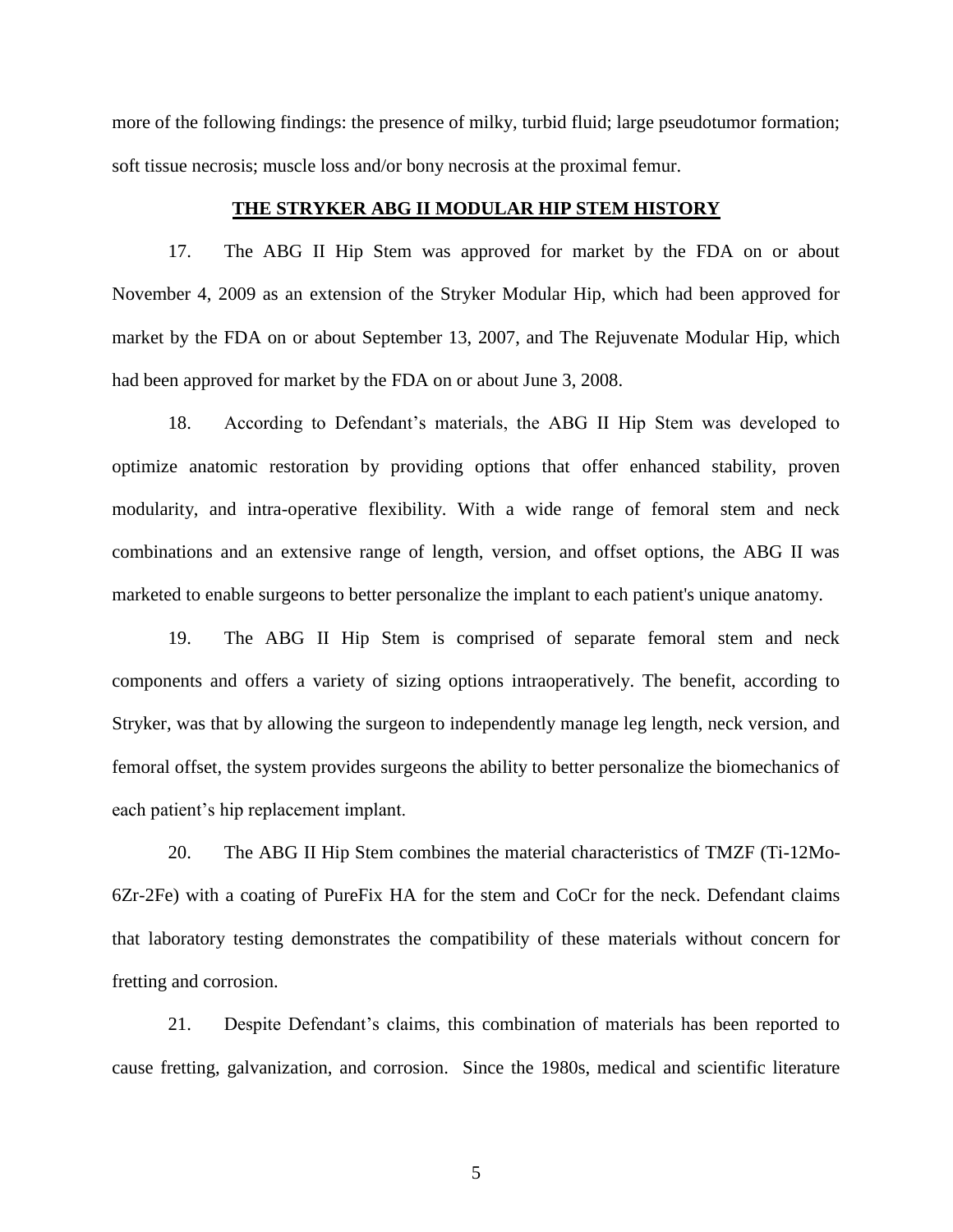more of the following findings: the presence of milky, turbid fluid; large pseudotumor formation; soft tissue necrosis; muscle loss and/or bony necrosis at the proximal femur.

## THE STRYKER ABG II MODULAR HIP STEM HISTORY

17. The ABG II Hip Stem was approved for market by the FDA on or about November 4, 2009 as an extension of the Stryker Modular Hip, which had been approved for market by the FDA on or about September 13, 2007, and The Rejuvenate Modular Hip, which had been approved for market by the FDA on or about June 3, 2008.

18. According to Defendant's materials, the ABG II Hip Stem was developed to optimize anatomic restoration by providing options that offer enhanced stability, proven modularity, and intra-operative flexibility. With a wide range of femoral stem and neck combinations and an extensive range of length, version, and offset options, the ABG II was marketed to enable surgeons to better personalize the implant to each patient's unique anatomy.

19. The ABG II Hip Stem is comprised of separate femoral stem and neck components and offers a variety of sizing options intraoperatively. The benefit, according to Stryker, was that by allowing the surgeon to independently manage leg length, neck version, and femoral offset, the system provides surgeons the ability to better personalize the biomechanics of each patient's hip replacement implant.

20. The ABG II Hip Stem combines the material characteristics of TMZF (Ti-12Mo-6Zr-2Fe) with a coating of PureFix HA for the stem and CoCr for the neck. Defendant claims that laboratory testing demonstrates the compatibility of these materials without concern for fretting and corrosion.

21. Despite Defendant's claims, this combination of materials has been reported to cause fretting, galvanization, and corrosion. Since the 1980s, medical and scientific literature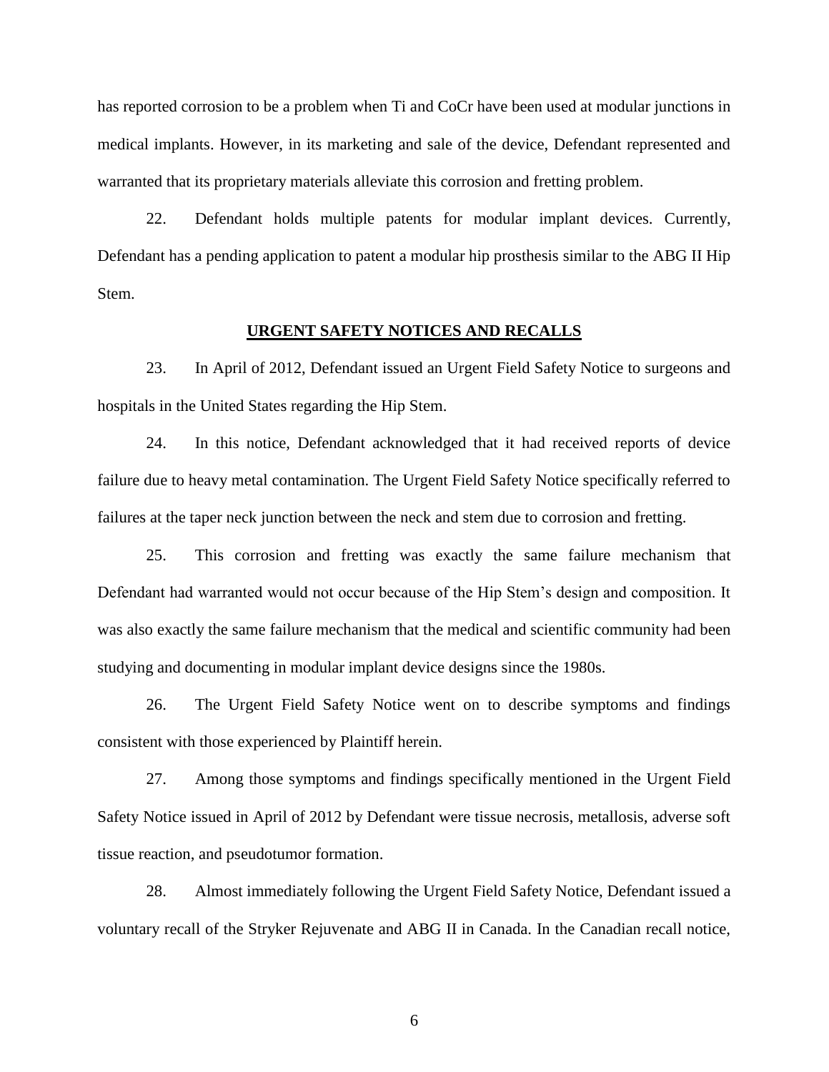has reported corrosion to be a problem when Ti and CoCr have been used at modular junctions in medical implants. However, in its marketing and sale of the device, Defendant represented and warranted that its proprietary materials alleviate this corrosion and fretting problem.

22. Defendant holds multiple patents for modular implant devices. Currently, Defendant has a pending application to patent a modular hip prosthesis similar to the ABG II Hip Stem.

## URGENT SAFETY NOTICES AND RECALLS

23. In April of 2012, Defendant issued an Urgent Field Safety Notice to surgeons and hospitals in the United States regarding the Hip Stem.

24. In this notice, Defendant acknowledged that it had received reports of device failure due to heavy metal contamination. The Urgent Field Safety Notice specifically referred to failures at the taper neck junction between the neck and stem due to corrosion and fretting.

25. This corrosion and fretting was exactly the same failure mechanism that Defendant had warranted would not occur because of the Hip Stem's design and composition. It was also exactly the same failure mechanism that the medical and scientific community had been studying and documenting in modular implant device designs since the 1980s.

26. The Urgent Field Safety Notice went on to describe symptoms and findings consistent with those experienced by Plaintiff herein.

27. Among those symptoms and findings specifically mentioned in the Urgent Field Safety Notice issued in April of 2012 by Defendant were tissue necrosis, metallosis, adverse soft tissue reaction, and pseudotumor formation.

28. Almost immediately following the Urgent Field Safety Notice, Defendant issued a voluntary recall of the Stryker Rejuvenate and ABG II in Canada. In the Canadian recall notice,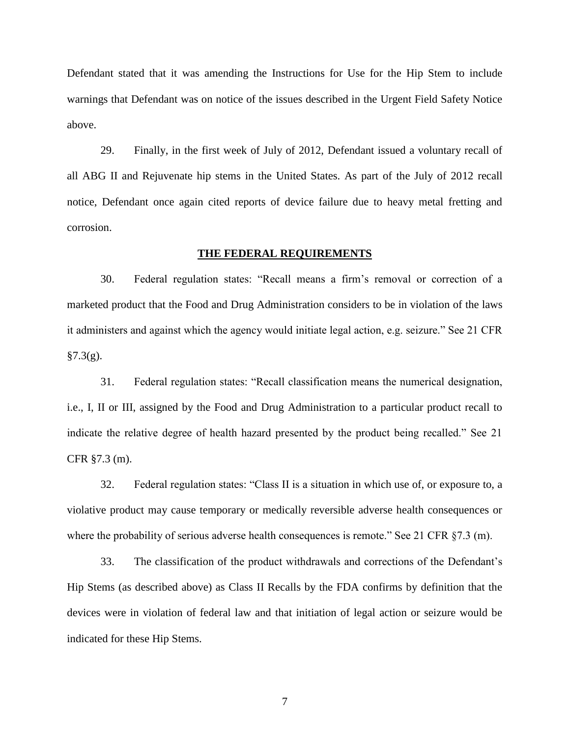Defendant stated that it was amending the Instructions for Use for the Hip Stem to include warnings that Defendant was on notice of the issues described in the Urgent Field Safety Notice above.

29. Finally, in the first week of July of 2012, Defendant issued a voluntary recall of all ABG II and Rejuvenate hip stems in the United States. As part of the July of 2012 recall notice, Defendant once again cited reports of device failure due to heavy metal fretting and corrosion.

**THE FEDERAL REQUIREMENTS**

30. Federal regulation states: "Recall means a firm's removal or correction of a marketed product that the Food and Drug Administration considers to be in violation of the laws it administers and against which the agency would initiate legal action, e.g. seizure." See 21 CFR §7.3(g).

31. Federal regulation states: "Recall classification means the numerical designation, i.e., I, II or III, assigned by the Food and Drug Administration to a particular product recall to indicate the relative degree of health hazard presented by the product being recalled." See 21 CFR §7.3 (m).

32. Federal regulation states: "Class II is a situation in which use of, or exposure to, a violative product may cause temporary or medically reversible adverse health consequences or where the probability of serious adverse health consequences is remote." See 21 CFR §7.3 (m).

33. The classification of the product withdrawals and corrections of the Defendant's Hip Stems (as described above) as Class II Recalls by the FDA confirms by definition that the devices were in violation of federal law and that initiation of legal action or seizure would be indicated for these Hip Stems.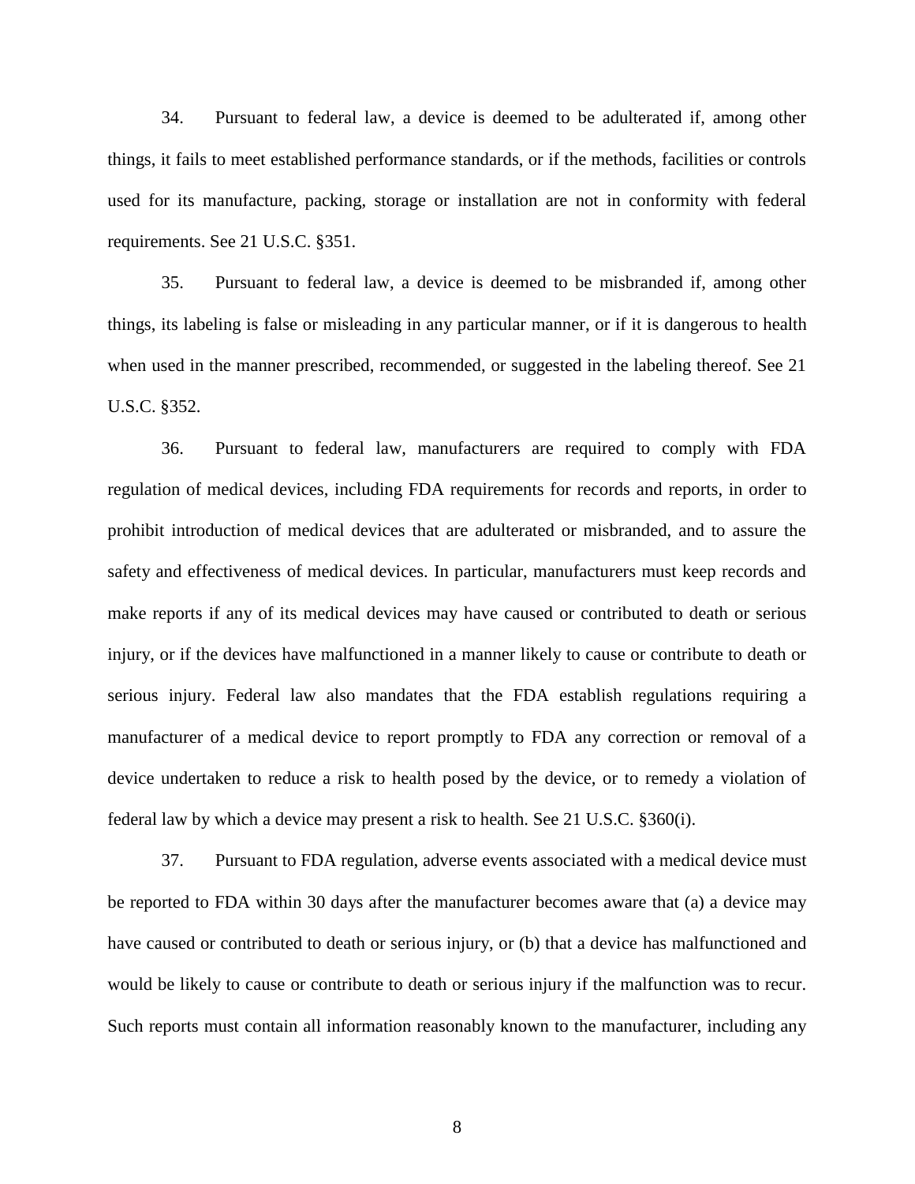34. Pursuant to federal law, a device is deemed to be adulterated if, among other things, it fails to meet established performance standards, or if the methods, facilities or controls used for its manufacture, packing, storage or installation are not in conformity with federal requirements. See 21 U.S.C. §351.

35. Pursuant to federal law, a device is deemed to be misbranded if, among other things, its labeling is false or misleading in any particular manner, or if it is dangerous to health when used in the manner prescribed, recommended, or suggested in the labeling thereof. See 21 U.S.C. §352.

36. Pursuant to federal law, manufacturers are required to comply with FDA regulation of medical devices, including FDA requirements for records and reports, in order to prohibit introduction of medical devices that are adulterated or misbranded, and to assure the safety and effectiveness of medical devices. In particular, manufacturers must keep records and make reports if any of its medical devices may have caused or contributed to death or serious injury, or if the devices have malfunctioned in a manner likely to cause or contribute to death or serious injury. Federal law also mandates that the FDA establish regulations requiring a manufacturer of a medical device to report promptly to FDA any correction or removal of a device undertaken to reduce a risk to health posed by the device, or to remedy a violation of federal law by which a device may present a risk to health. See 21 U.S.C. §360(i).

37. Pursuant to FDA regulation, adverse events associated with a medical device must be reported to FDA within 30 days after the manufacturer becomes aware that (a) a device may have caused or contributed to death or serious injury, or (b) that a device has malfunctioned and would be likely to cause or contribute to death or serious injury if the malfunction was to recur. Such reports must contain all information reasonably known to the manufacturer, including any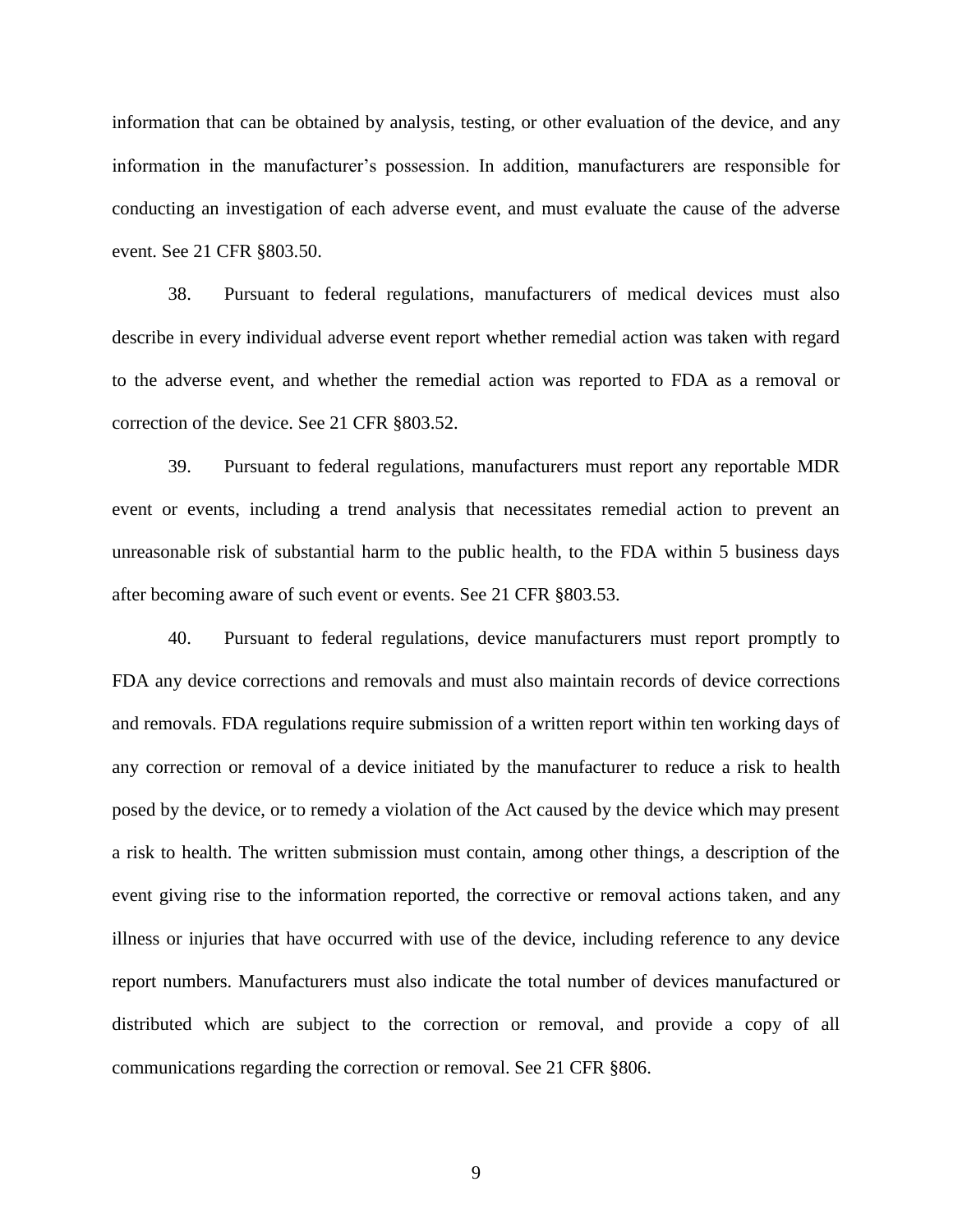information that can be obtained by analysis, testing, or other evaluation of the device, and any information in the manufacturer's possession. In addition, manufacturers are responsible for conducting an investigation of each adverse event, and must evaluate the cause of the adverse event. See 21 CFR §803.50.

38. Pursuant to federal regulations, manufacturers of medical devices must also describe in every individual adverse event report whether remedial action was taken with regard to the adverse event, and whether the remedial action was reported to FDA as a removal or correction of the device. See 21 CFR §803.52.

39. Pursuant to federal regulations, manufacturers must report any reportable MDR event or events, including a trend analysis that necessitates remedial action to prevent an unreasonable risk of substantial harm to the public health, to the FDA within 5 business days after becoming aware of such event or events. See 21 CFR §803.53.

40. Pursuant to federal regulations, device manufacturers must report promptly to FDA any device corrections and removals and must also maintain records of device corrections and removals. FDA regulations require submission of a written report within ten working days of any correction or removal of a device initiated by the manufacturer to reduce a risk to health posed by the device, or to remedy a violation of the Act caused by the device which may present a risk to health. The written submission must contain, among other things, a description of the event giving rise to the information reported, the corrective or removal actions taken, and any illness or injuries that have occurred with use of the device, including reference to any device report numbers. Manufacturers must also indicate the total number of devices manufactured or distributed which are subject to the correction or removal, and provide a copy of all communications regarding the correction or removal. See 21 CFR §806.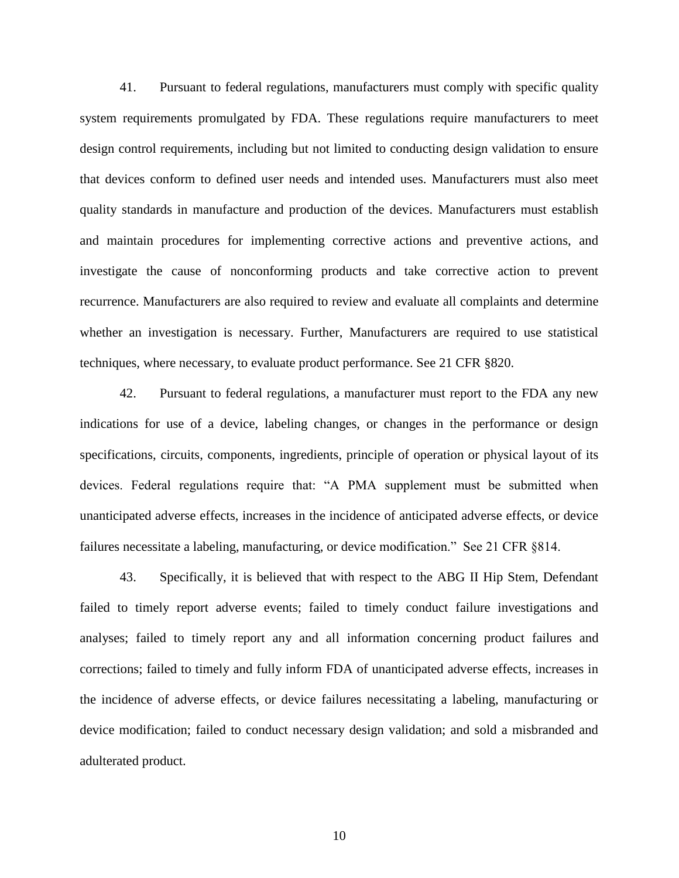41. Pursuant to federal regulations, manufacturers must comply with specific quality system requirements promulgated by FDA. These regulations require manufacturers to meet design control requirements, including but not limited to conducting design validation to ensure that devices conform to defined user needs and intended uses. Manufacturers must also meet quality standards in manufacture and production of the devices. Manufacturers must establish and maintain procedures for implementing corrective actions and preventive actions, and investigate the cause of nonconforming products and take corrective action to prevent recurrence. Manufacturers are also required to review and evaluate all complaints and determine whether an investigation is necessary. Further, Manufacturers are required to use statistical techniques, where necessary, to evaluate product performance. See 21 CFR §820.

42. Pursuant to federal regulations, a manufacturer must report to the FDA any new indications for use of a device, labeling changes, or changes in the performance or design specifications, circuits, components, ingredients, principle of operation or physical layout of its devices. Federal regulations require that: "A PMA supplement must be submitted when unanticipated adverse effects, increases in the incidence of anticipated adverse effects, or device failures necessitate a labeling, manufacturing, or device modification." See 21 CFR §814.

43. Specifically, it is believed that with respect to the ABG II Hip Stem, Defendant failed to timely report adverse events; failed to timely conduct failure investigations and analyses; failed to timely report any and all information concerning product failures and corrections; failed to timely and fully inform FDA of unanticipated adverse effects, increases in the incidence of adverse effects, or device failures necessitating a labeling, manufacturing or device modification; failed to conduct necessary design validation; and sold a misbranded and adulterated product.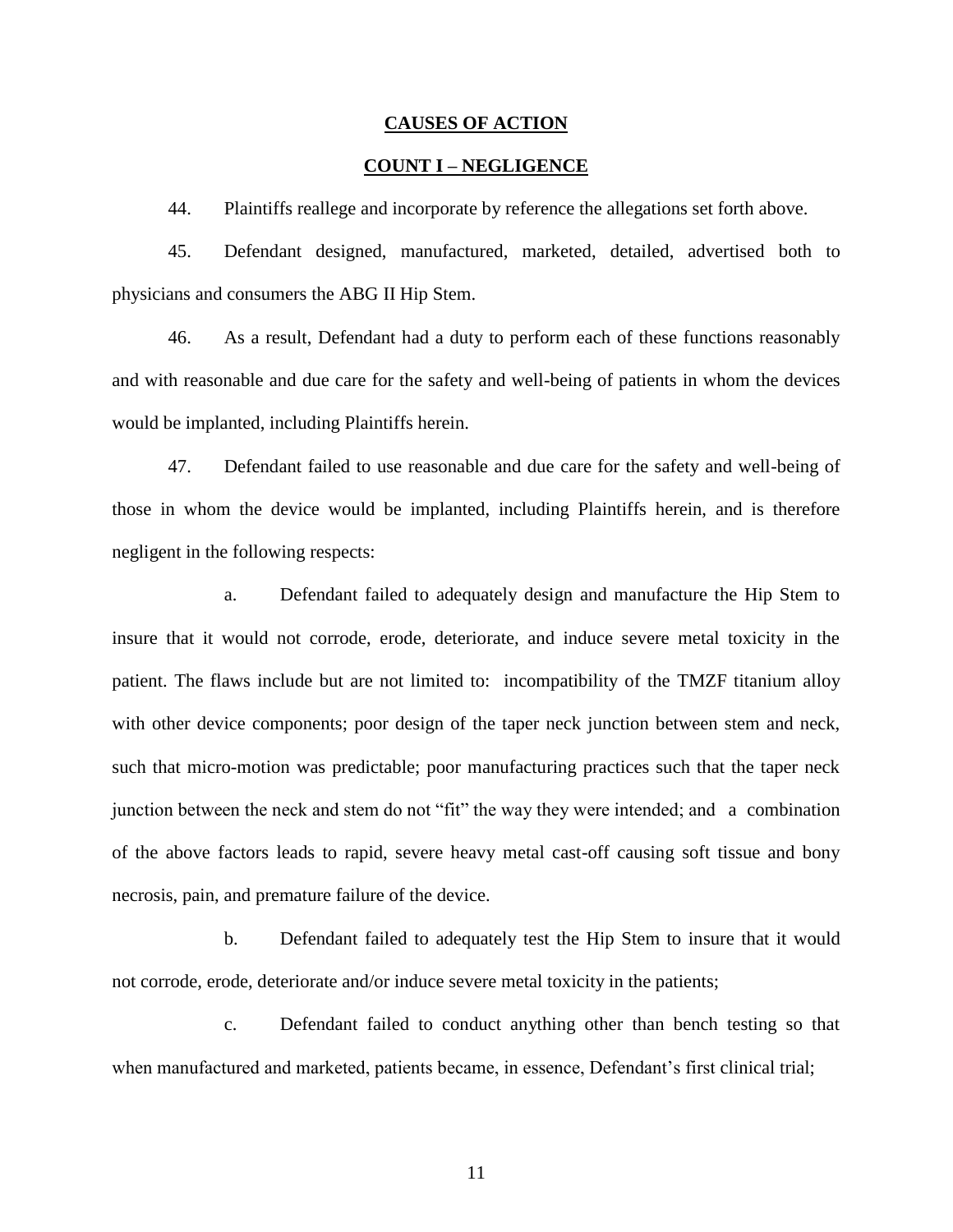## CAUSES OF ACTION

### COUNT I – NEGLIGENCE

44. Plaintiffs reallege and incorporate by reference the allegations set forth above.

45. Defendant designed, manufactured, marketed, detailed, advertised both to physicians and consumers the ABG II Hip Stem.

46. As a result, Defendant had a duty to perform each of these functions reasonably and with reasonable and due care for the safety and well-being of patients in whom the devices would be implanted, including Plaintiffs herein.

47. Defendant failed to use reasonable and due care for the safety and well-being of those in whom the device would be implanted, including Plaintiffs herein, and is therefore negligent in the following respects:

a. Defendant failed to adequately design and manufacture the Hip Stem to insure that it would not corrode, erode, deteriorate, and induce severe metal toxicity in the patient. The flaws include but are not limited to: incompatibility of the TMZF titanium alloy with other device components; poor design of the taper neck junction between stem and neck, such that micro-motion was predictable; poor manufacturing practices such that the taper neck junction between the neck and stem do not "fit" the way they were intended; and a combination of the above factors leads to rapid, severe heavy metal cast-off causing soft tissue and bony necrosis, pain, and premature failure of the device.

b. Defendant failed to adequately test the Hip Stem to insure that it would not corrode, erode, deteriorate and/or induce severe metal toxicity in the patients;

c. Defendant failed to conduct anything other than bench testing so that when manufactured and marketed, patients became, in essence, Defendant's first clinical trial;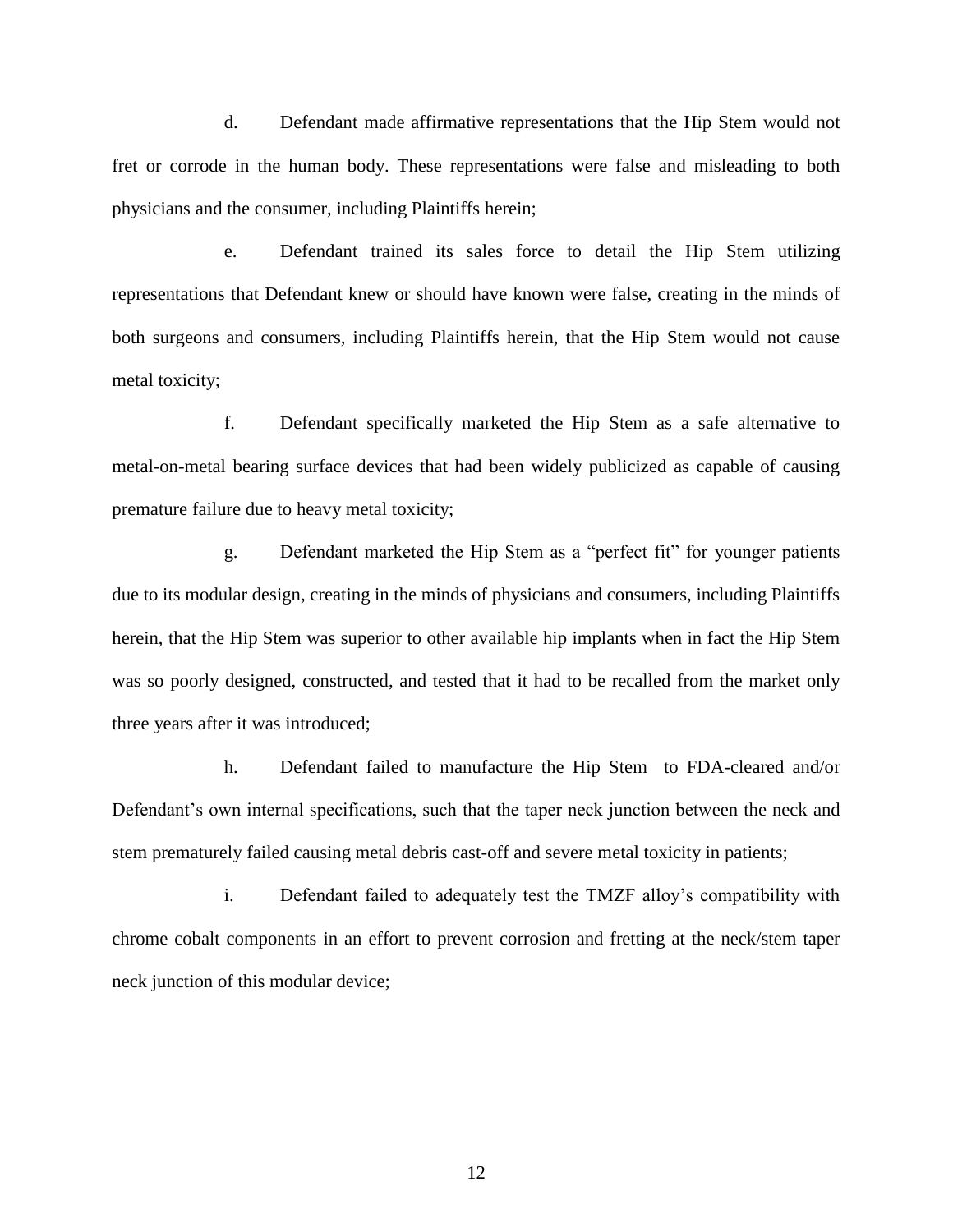d. Defendant made affirmative representations that the Hip Stem would not fret or corrode in the human body. These representations were false and misleading to both physicians and the consumer, including Plaintiffs herein;

e. Defendant trained its sales force to detail the Hip Stem utilizing representations that Defendant knew or should have known were false, creating in the minds of both surgeons and consumers, including Plaintiffs herein, that the Hip Stem would not cause metal toxicity;

f. Defendant specifically marketed the Hip Stem as a safe alternative to metal-on-metal bearing surface devices that had been widely publicized as capable of causing premature failure due to heavy metal toxicity;

g. Defendant marketed the Hip Stem as a "perfect fit" for younger patients due to its modular design, creating in the minds of physicians and consumers, including Plaintiffs herein, that the Hip Stem was superior to other available hip implants when in fact the Hip Stem was so poorly designed, constructed, and tested that it had to be recalled from the market only three years after it was introduced;

h. Defendant failed to manufacture the Hip Stem to FDA-cleared and/or Defendant's own internal specifications, such that the taper neck junction between the neck and stem prematurely failed causing metal debris cast-off and severe metal toxicity in patients;

i. Defendant failed to adequately test the TMZF alloy's compatibility with chrome cobalt components in an effort to prevent corrosion and fretting at the neck/stem taper neck junction of this modular device;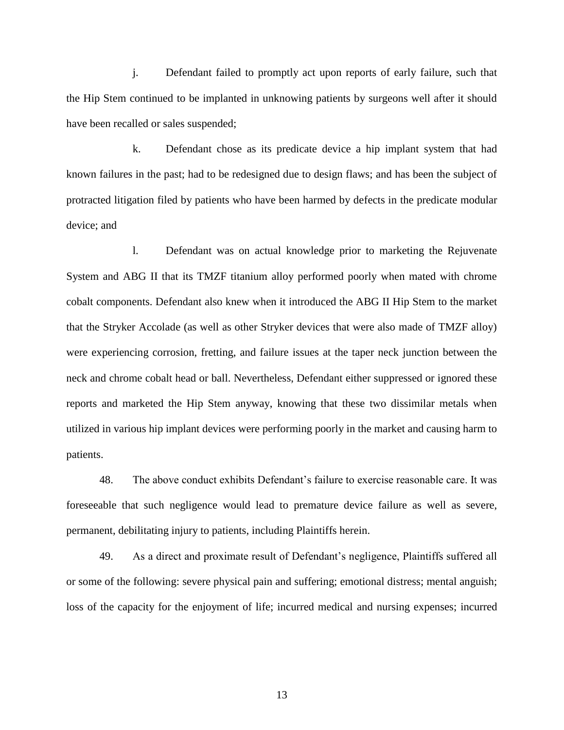j. Defendant failed to promptly act upon reports of early failure, such that the Hip Stem continued to be implanted in unknowing patients by surgeons well after it should have been recalled or sales suspended;

k. Defendant chose as its predicate device a hip implant system that had known failures in the past; had to be redesigned due to design flaws; and has been the subject of protracted litigation filed by patients who have been harmed by defects in the predicate modular device; and

l. Defendant was on actual knowledge prior to marketing the Rejuvenate System and ABG II that its TMZF titanium alloy performed poorly when mated with chrome cobalt components. Defendant also knew when it introduced the ABG II Hip Stem to the market that the Stryker Accolade (as well as other Stryker devices that were also made of TMZF alloy) were experiencing corrosion, fretting, and failure issues at the taper neck junction between the neck and chrome cobalt head or ball. Nevertheless, Defendant either suppressed or ignored these reports and marketed the Hip Stem anyway, knowing that these two dissimilar metals when utilized in various hip implant devices were performing poorly in the market and causing harm to patients.

48. The above conduct exhibits Defendant's failure to exercise reasonable care. It was foreseeable that such negligence would lead to premature device failure as well as severe, permanent, debilitating injury to patients, including Plaintiffs herein.

49. As a direct and proximate result of Defendant's negligence, Plaintiffs suffered all or some of the following: severe physical pain and suffering; emotional distress; mental anguish; loss of the capacity for the enjoyment of life; incurred medical and nursing expenses; incurred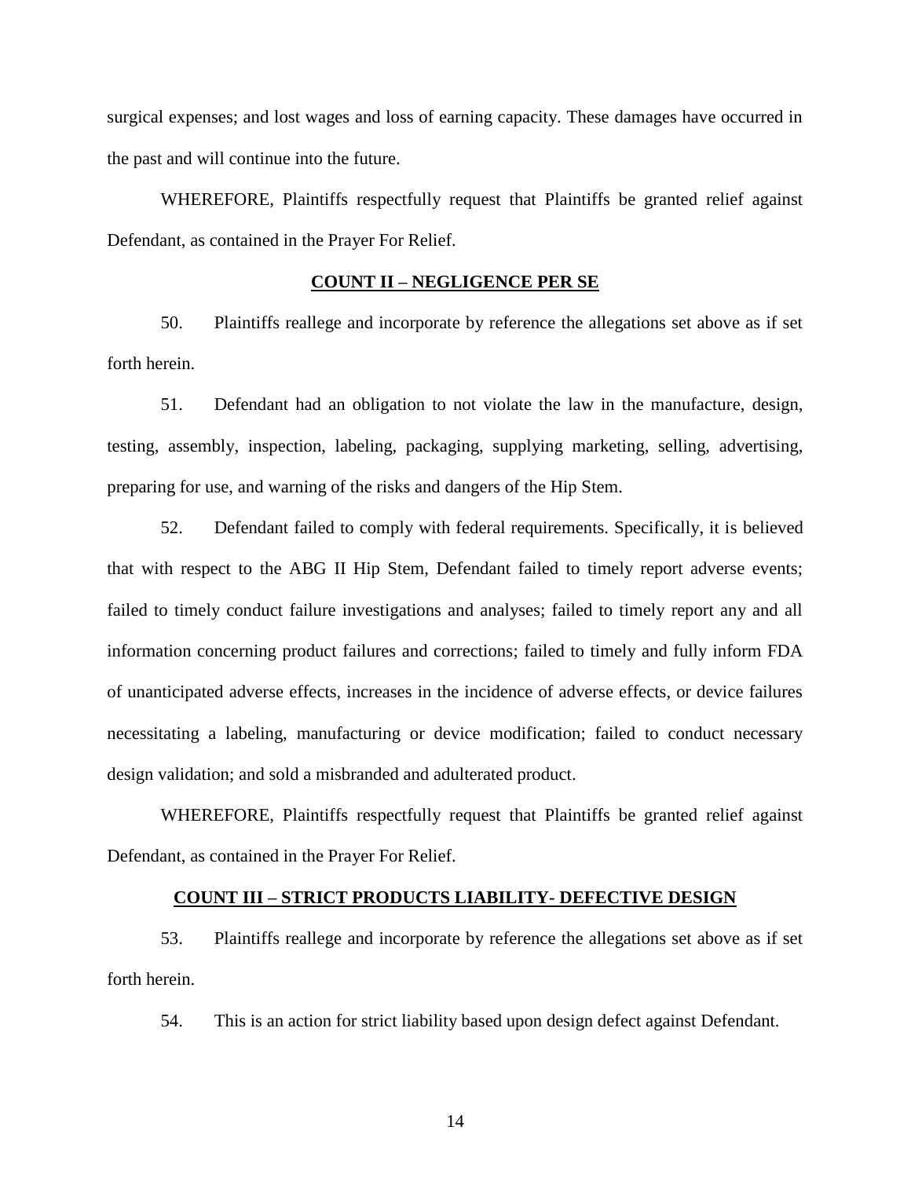surgical expenses; and lost wages and loss of earning capacity. These damages have occurred in the past and will continue into the future.

WHEREFORE, Plaintiffs respectfully request that Plaintiffs be granted relief against Defendant, as contained in the Prayer For Relief.

**COUNT II – NEGLIGENCE PER SE**

50. Plaintiffs reallege and incorporate by reference the allegations set above as if set forth herein.

51. Defendant had an obligation to not violate the law in the manufacture, design, testing, assembly, inspection, labeling, packaging, supplying marketing, selling, advertising, preparing for use, and warning of the risks and dangers of the Hip Stem.

52. Defendant failed to comply with federal requirements. Specifically, it is believed that with respect to the ABG II Hip Stem, Defendant failed to timely report adverse events; failed to timely conduct failure investigations and analyses; failed to timely report any and all information concerning product failures and corrections; failed to timely and fully inform FDA of unanticipated adverse effects, increases in the incidence of adverse effects, or device failures necessitating a labeling, manufacturing or device modification; failed to conduct necessary design validation; and sold a misbranded and adulterated product.

WHEREFORE, Plaintiffs respectfully request that Plaintiffs be granted relief against Defendant, as contained in the Prayer For Relief.

**COUNT III – STRICT PRODUCTS LIABILITY- DEFECTIVE DESIGN**

53. Plaintiffs reallege and incorporate by reference the allegations set above as if set forth herein.

54. This is an action for strict liability based upon design defect against Defendant.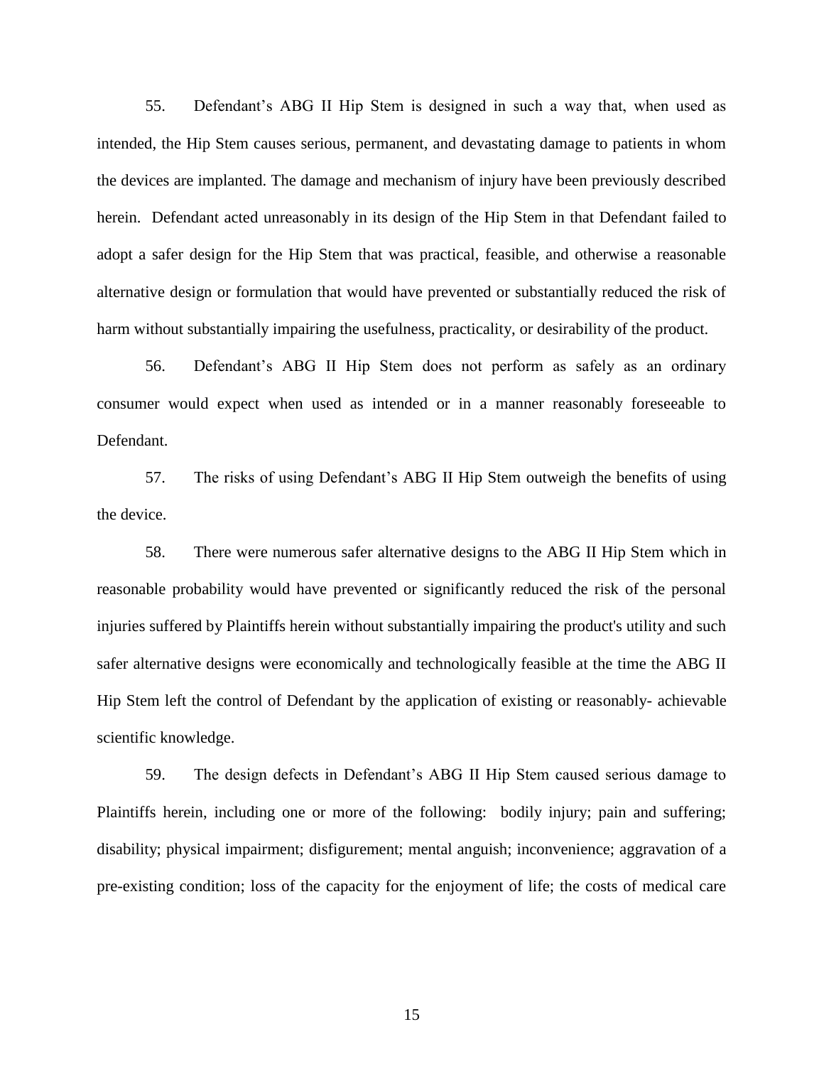55. Defendant's ABG II Hip Stem is designed in such a way that, when used as intended, the Hip Stem causes serious, permanent, and devastating damage to patients in whom the devices are implanted. The damage and mechanism of injury have been previously described herein. Defendant acted unreasonably in its design of the Hip Stem in that Defendant failed to adopt a safer design for the Hip Stem that was practical, feasible, and otherwise a reasonable alternative design or formulation that would have prevented or substantially reduced the risk of harm without substantially impairing the usefulness, practicality, or desirability of the product.

56. Defendant's ABG II Hip Stem does not perform as safely as an ordinary consumer would expect when used as intended or in a manner reasonably foreseeable to Defendant.

57. The risks of using Defendant's ABG II Hip Stem outweigh the benefits of using the device.

58. There were numerous safer alternative designs to the ABG II Hip Stem which in reasonable probability would have prevented or significantly reduced the risk of the personal injuries suffered by Plaintiffs herein without substantially impairing the product's utility and such safer alternative designs were economically and technologically feasible at the time the ABG II Hip Stem left the control of Defendant by the application of existing or reasonably- achievable scientific knowledge.

59. The design defects in Defendant's ABG II Hip Stem caused serious damage to Plaintiffs herein, including one or more of the following: bodily injury; pain and suffering; disability; physical impairment; disfigurement; mental anguish; inconvenience; aggravation of a pre-existing condition; loss of the capacity for the enjoyment of life; the costs of medical care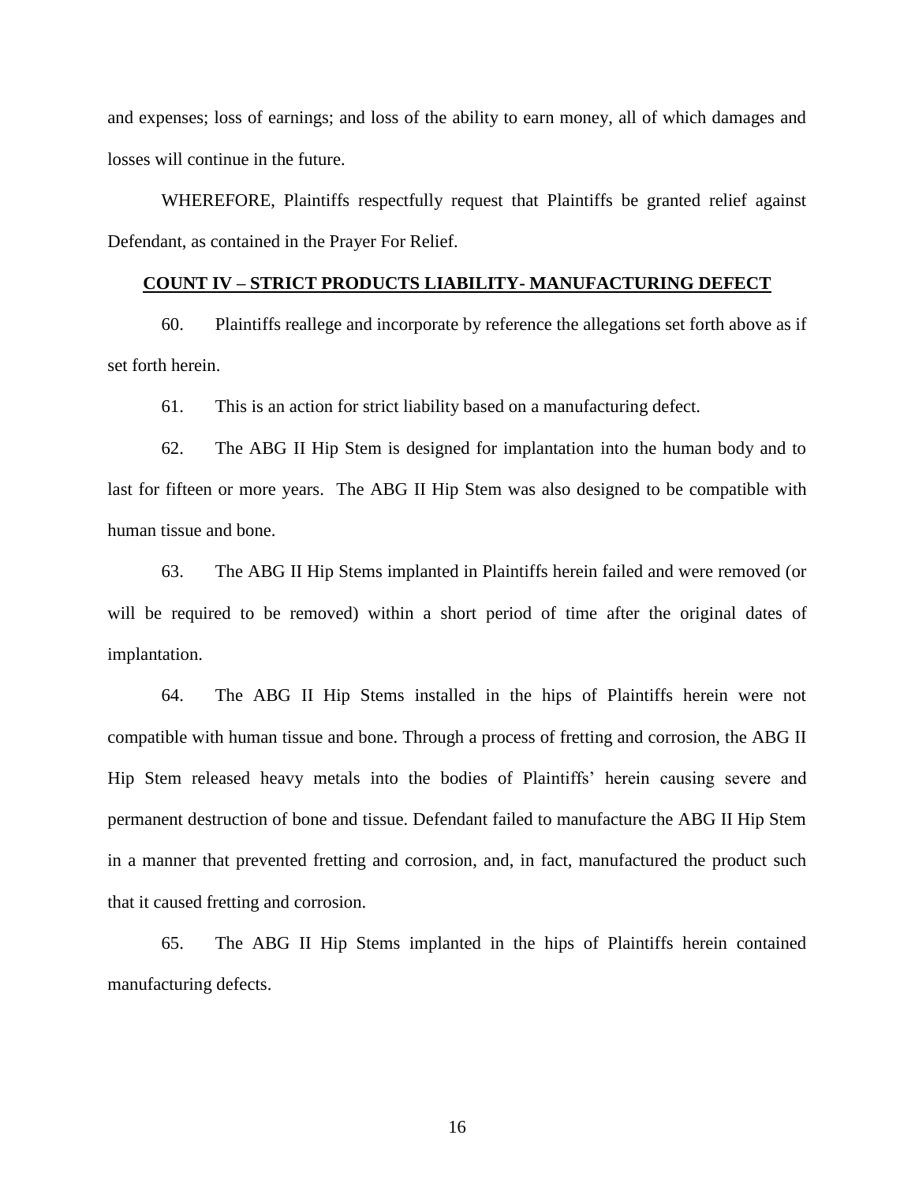and expenses; loss of earnings; and loss of the ability to earn money, all of which damages and losses will continue in the future.

WHEREFORE, Plaintiffs respectfully request that Plaintiffs be granted relief against Defendant, as contained in the Prayer For Relief.

## **COUNT IV – STRICT PRODUCTS LIABILITY- MANUFACTURING DEFECT**

60. Plaintiffs reallege and incorporate by reference the allegations set forth above as if set forth herein.

61. This is an action for strict liability based on a manufacturing defect.

62. The ABG II Hip Stem is designed for implantation into the human body and to last for fifteen or more years. The ABG II Hip Stem was also designed to be compatible with human tissue and bone.

63. The ABG II Hip Stems implanted in Plaintiffs herein failed and were removed (or will be required to be removed) within a short period of time after the original dates of implantation.

64. The ABG II Hip Stems installed in the hips of Plaintiffs herein were not compatible with human tissue and bone. Through a process of fretting and corrosion, the ABG II Hip Stem released heavy metals into the bodies of Plaintiffs' herein causing severe and permanent destruction of bone and tissue. Defendant failed to manufacture the ABG II Hip Stem in a manner that prevented fretting and corrosion, and, in fact, manufactured the product such that it caused fretting and corrosion.

65. The ABG II Hip Stems implanted in the hips of Plaintiffs herein contained manufacturing defects.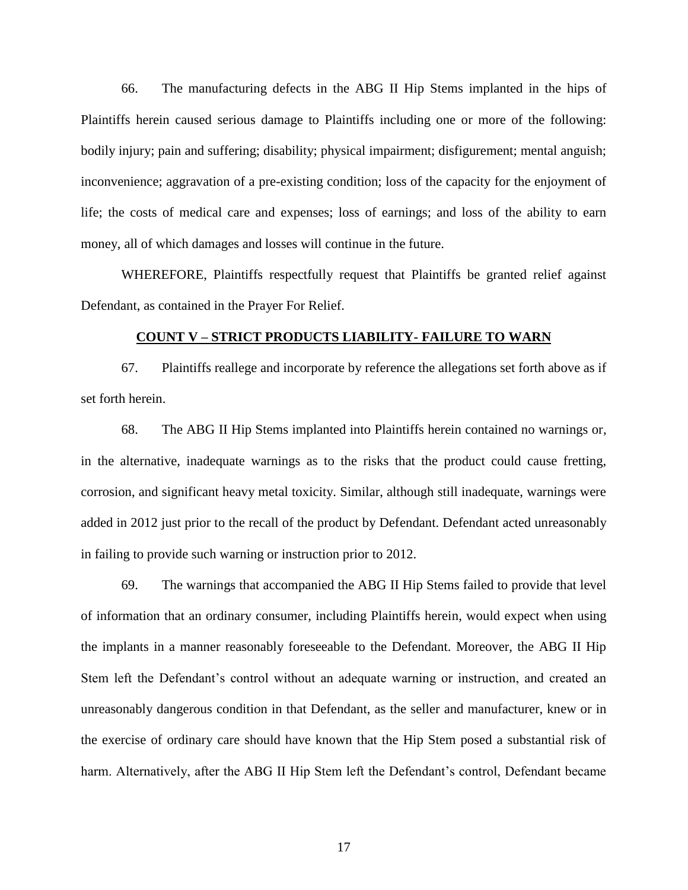66. The manufacturing defects in the ABG II Hip Stems implanted in the hips of Plaintiffs herein caused serious damage to Plaintiffs including one or more of the following: bodily injury; pain and suffering; disability; physical impairment; disfigurement; mental anguish; inconvenience; aggravation of a pre-existing condition; loss of the capacity for the enjoyment of life; the costs of medical care and expenses; loss of earnings; and loss of the ability to earn money, all of which damages and losses will continue in the future.

WHEREFORE, Plaintiffs respectfully request that Plaintiffs be granted relief against Defendant, as contained in the Prayer For Relief.

## **COUNT V – STRICT PRODUCTS LIABILITY- FAILURE TO WARN**

67. Plaintiffs reallege and incorporate by reference the allegations set forth above as if set forth herein.

68. The ABG II Hip Stems implanted into Plaintiffs herein contained no warnings or, in the alternative, inadequate warnings as to the risks that the product could cause fretting, corrosion, and significant heavy metal toxicity. Similar, although still inadequate, warnings were added in 2012 just prior to the recall of the product by Defendant. Defendant acted unreasonably in failing to provide such warning or instruction prior to 2012.

69. The warnings that accompanied the ABG II Hip Stems failed to provide that level of information that an ordinary consumer, including Plaintiffs herein, would expect when using the implants in a manner reasonably foreseeable to the Defendant. Moreover, the ABG II Hip Stem left the Defendant's control without an adequate warning or instruction, and created an unreasonably dangerous condition in that Defendant, as the seller and manufacturer, knew or in the exercise of ordinary care should have known that the Hip Stem posed a substantial risk of harm. Alternatively, after the ABG II Hip Stem left the Defendant's control, Defendant became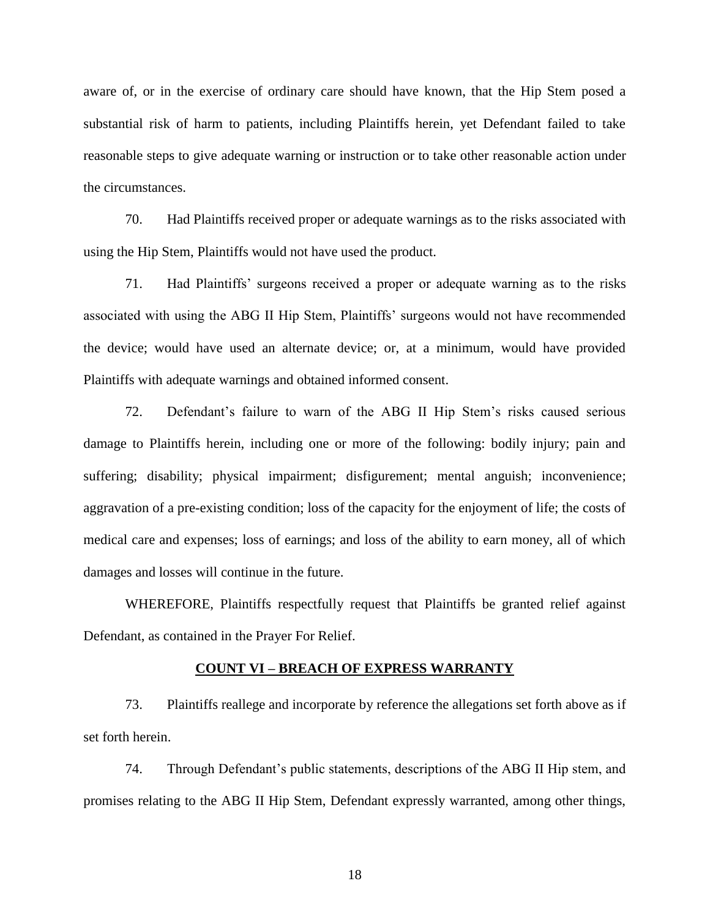aware of, or in the exercise of ordinary care should have known, that the Hip Stem posed a substantial risk of harm to patients, including Plaintiffs herein, yet Defendant failed to take reasonable steps to give adequate warning or instruction or to take other reasonable action under the circumstances.

70. Had Plaintiffs received proper or adequate warnings as to the risks associated with using the Hip Stem, Plaintiffs would not have used the product.

71. Had Plaintiffs' surgeons received a proper or adequate warning as to the risks associated with using the ABG II Hip Stem, Plaintiffs' surgeons would not have recommended the device; would have used an alternate device; or, at a minimum, would have provided Plaintiffs with adequate warnings and obtained informed consent.

72. Defendant's failure to warn of the ABG II Hip Stem's risks caused serious damage to Plaintiffs herein, including one or more of the following: bodily injury; pain and suffering; disability; physical impairment; disfigurement; mental anguish; inconvenience; aggravation of a pre-existing condition; loss of the capacity for the enjoyment of life; the costs of medical care and expenses; loss of earnings; and loss of the ability to earn money, all of which damages and losses will continue in the future.

WHEREFORE, Plaintiffs respectfully request that Plaintiffs be granted relief against Defendant, as contained in the Prayer For Relief.

## COUNT VI – BREACH OF EXPRESS WARRANTY

73. Plaintiffs reallege and incorporate by reference the allegations set forth above as if set forth herein.

74. Through Defendant's public statements, descriptions of the ABG II Hip stem, and promises relating to the ABG II Hip Stem, Defendant expressly warranted, among other things,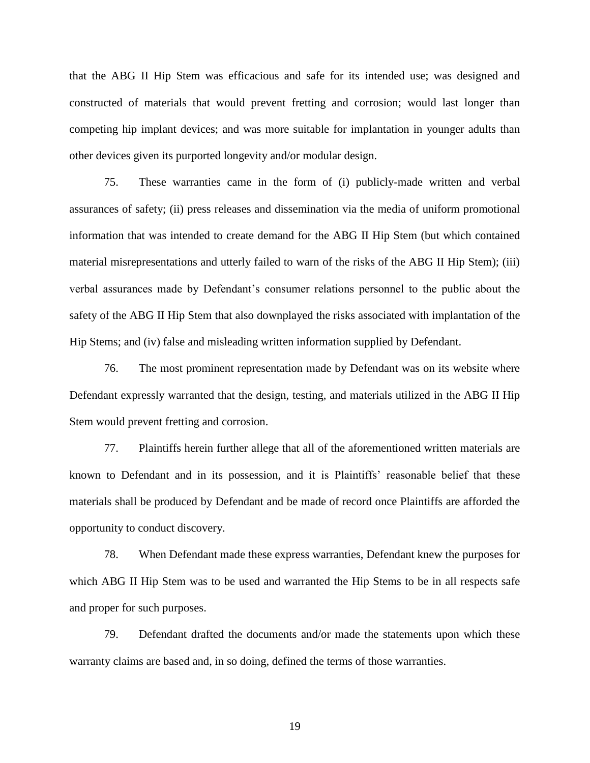that the ABG II Hip Stem was efficacious and safe for its intended use; was designed and constructed of materials that would prevent fretting and corrosion; would last longer than competing hip implant devices; and was more suitable for implantation in younger adults than other devices given its purported longevity and/or modular design.

75. These warranties came in the form of (i) publicly-made written and verbal assurances of safety; (ii) press releases and dissemination via the media of uniform promotional information that was intended to create demand for the ABG II Hip Stem (but which contained material misrepresentations and utterly failed to warn of the risks of the ABG II Hip Stem); (iii) verbal assurances made by Defendant's consumer relations personnel to the public about the safety of the ABG II Hip Stem that also downplayed the risks associated with implantation of the Hip Stems; and (iv) false and misleading written information supplied by Defendant.

76. The most prominent representation made by Defendant was on its website where Defendant expressly warranted that the design, testing, and materials utilized in the ABG II Hip Stem would prevent fretting and corrosion.

77. Plaintiffs herein further allege that all of the aforementioned written materials are known to Defendant and in its possession, and it is Plaintiffs' reasonable belief that these materials shall be produced by Defendant and be made of record once Plaintiffs are afforded the opportunity to conduct discovery.

78. When Defendant made these express warranties, Defendant knew the purposes for which ABG II Hip Stem was to be used and warranted the Hip Stems to be in all respects safe and proper for such purposes.

79. Defendant drafted the documents and/or made the statements upon which these warranty claims are based and, in so doing, defined the terms of those warranties.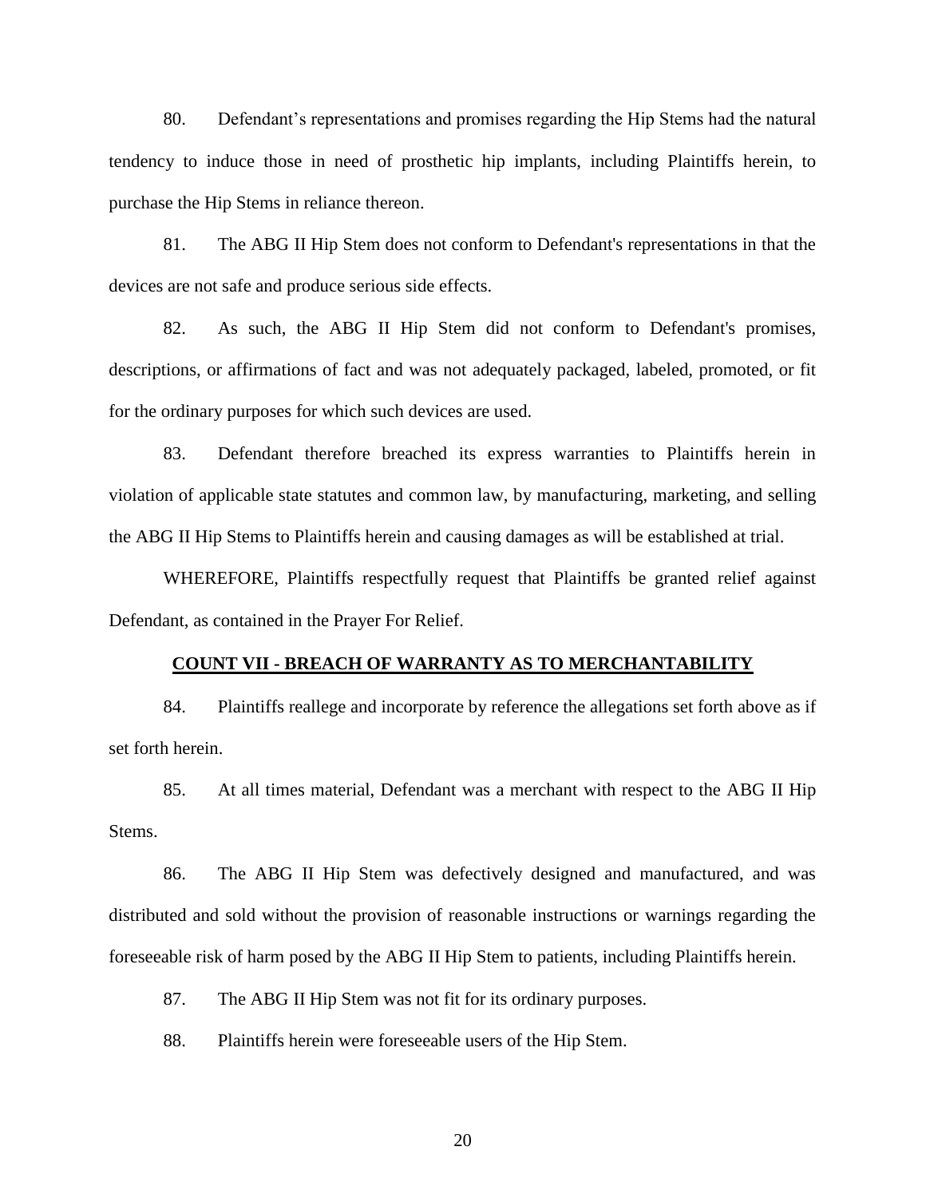80. Defendant's representations and promises regarding the Hip Stems had the natural tendency to induce those in need of prosthetic hip implants, including Plaintiffs herein, to purchase the Hip Stems in reliance thereon.

81. The ABG II Hip Stem does not conform to Defendant's representations in that the devices are not safe and produce serious side effects.

82. As such, the ABG II Hip Stem did not conform to Defendant's promises, descriptions, or affirmations of fact and was not adequately packaged, labeled, promoted, or fit for the ordinary purposes for which such devices are used.

83. Defendant therefore breached its express warranties to Plaintiffs herein in violation of applicable state statutes and common law, by manufacturing, marketing, and selling the ABG II Hip Stems to Plaintiffs herein and causing damages as will be established at trial.

WHEREFORE, Plaintiffs respectfully request that Plaintiffs be granted relief against Defendant, as contained in the Prayer For Relief.

## COUNT VII - BREACH OF WARRANTY AS TO MERCHANTABILITY

84. Plaintiffs reallege and incorporate by reference the allegations set forth above as if set forth herein.

85. At all times material, Defendant was a merchant with respect to the ABG II Hip Stems.

86. The ABG II Hip Stem was defectively designed and manufactured, and was distributed and sold without the provision of reasonable instructions or warnings regarding the foreseeable risk of harm posed by the ABG II Hip Stem to patients, including Plaintiffs herein.

87. The ABG II Hip Stem was not fit for its ordinary purposes.

88. Plaintiffs herein were foreseeable users of the Hip Stem.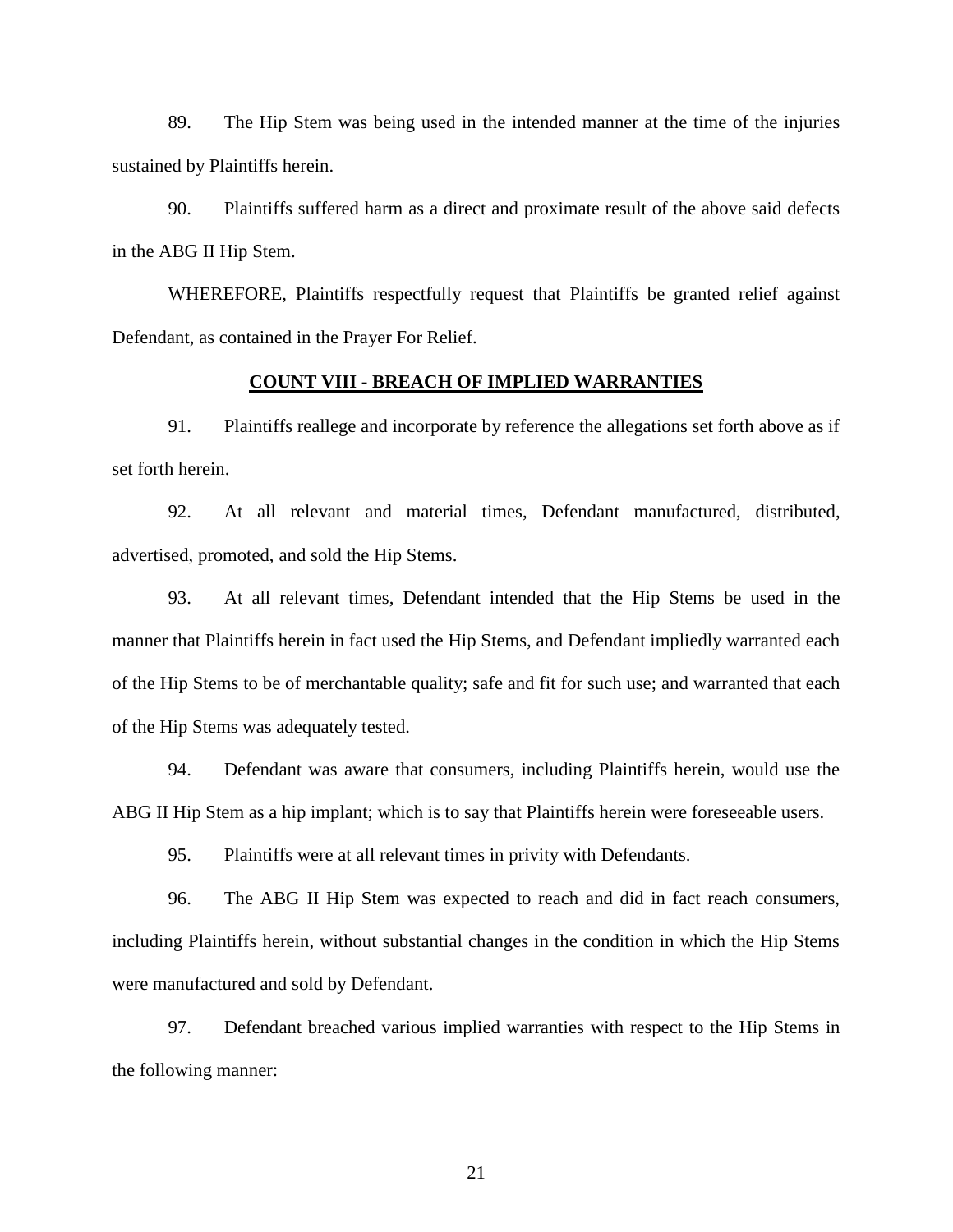89. The Hip Stem was being used in the intended manner at the time of the injuries sustained by Plaintiffs herein.

90. Plaintiffs suffered harm as a direct and proximate result of the above said defects in the ABG II Hip Stem.

WHEREFORE, Plaintiffs respectfully request that Plaintiffs be granted relief against Defendant, as contained in the Prayer For Relief.

## COUNT VIII - BREACH OF IMPLIED WARRANTIES

91. Plaintiffs reallege and incorporate by reference the allegations set forth above as if set forth herein.

92. At all relevant and material times, Defendant manufactured, distributed, advertised, promoted, and sold the Hip Stems.

93. At all relevant times, Defendant intended that the Hip Stems be used in the manner that Plaintiffs herein in fact used the Hip Stems, and Defendant impliedly warranted each of the Hip Stems to be of merchantable quality; safe and fit for such use; and warranted that each of the Hip Stems was adequately tested.

94. Defendant was aware that consumers, including Plaintiffs herein, would use the ABG II Hip Stem as a hip implant; which is to say that Plaintiffs herein were foreseeable users.

95. Plaintiffs were at all relevant times in privity with Defendants.

96. The ABG II Hip Stem was expected to reach and did in fact reach consumers, including Plaintiffs herein, without substantial changes in the condition in which the Hip Stems were manufactured and sold by Defendant.

97. Defendant breached various implied warranties with respect to the Hip Stems in the following manner: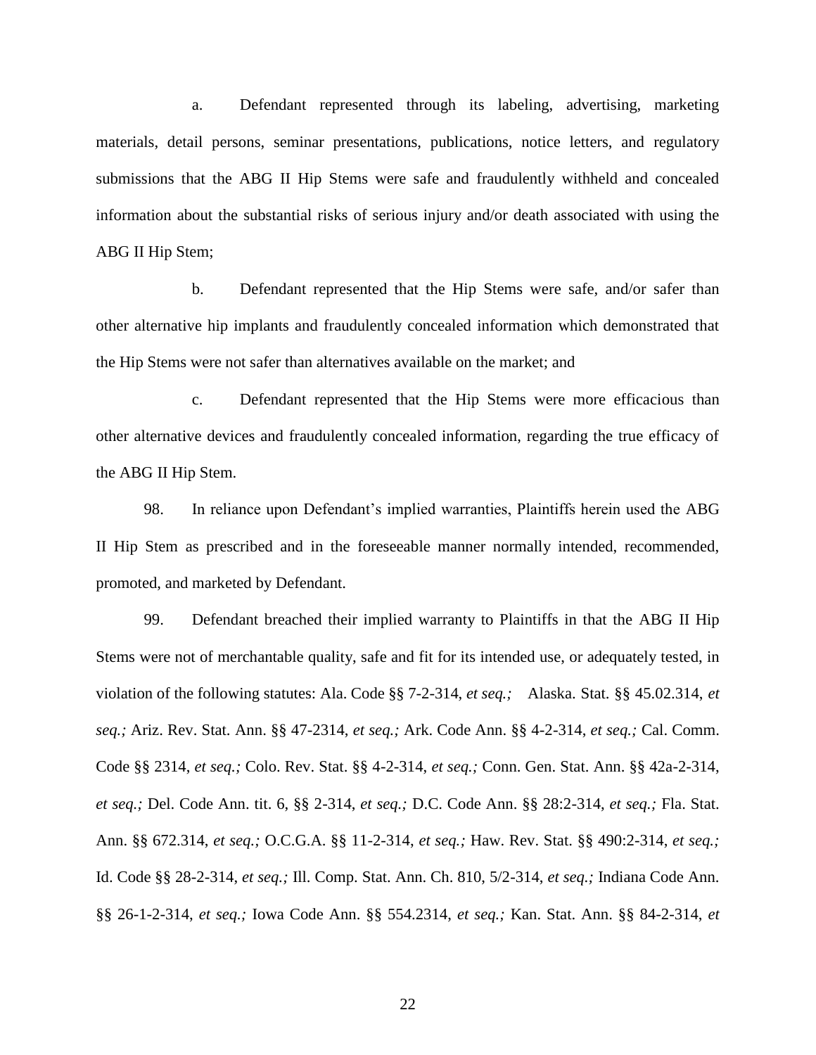a. Defendant represented through its labeling, advertising, marketing materials, detail persons, seminar presentations, publications, notice letters, and regulatory submissions that the ABG II Hip Stems were safe and fraudulently withheld and concealed information about the substantial risks of serious injury and/or death associated with using the ABG II Hip Stem;

b. Defendant represented that the Hip Stems were safe, and/or safer than other alternative hip implants and fraudulently concealed information which demonstrated that the Hip Stems were not safer than alternatives available on the market; and

c. Defendant represented that the Hip Stems were more efficacious than other alternative devices and fraudulently concealed information, regarding the true efficacy of the ABG II Hip Stem.

98. In reliance upon Defendant's implied warranties, Plaintiffs herein used the ABG II Hip Stem as prescribed and in the foreseeable manner normally intended, recommended, promoted, and marketed by Defendant.

99. Defendant breached their implied warranty to Plaintiffs in that the ABG II Hip Stems were not of merchantable quality, safe and fit for its intended use, or adequately tested, in violation of the following statutes: Ala. Code §§ 7-2-314, *et seq.;* Alaska. Stat. §§ 45.02.314, *et seq.;* Ariz. Rev. Stat. Ann. §§ 47-2314, *et seq.;* Ark. Code Ann. §§ 4-2-314, *et seq.;* Cal. Comm. Code §§ 2314, *et seq.;* Colo. Rev. Stat. §§ 4-2-314, *et seq.;* Conn. Gen. Stat. Ann. §§ 42a-2-314, *et seq.;* Del. Code Ann. tit. 6, §§ 2-314, *et seq.;* D.C. Code Ann. §§ 28:2-314, *et seq.;* Fla. Stat. Ann. §§ 672.314, *et seq.;* O.C.G.A. §§ 11-2-314, *et seq.;* Haw. Rev. Stat. §§ 490:2-314, *et seq.;* Id. Code §§ 28-2-314, *et seq.;* Ill. Comp. Stat. Ann. Ch. 810, 5/2-314, *et seq.;* Indiana Code Ann. §§ 26-1-2-314, *et seq.;* Iowa Code Ann. §§ 554.2314, *et seq.;* Kan. Stat. Ann. §§ 84-2-314, *et*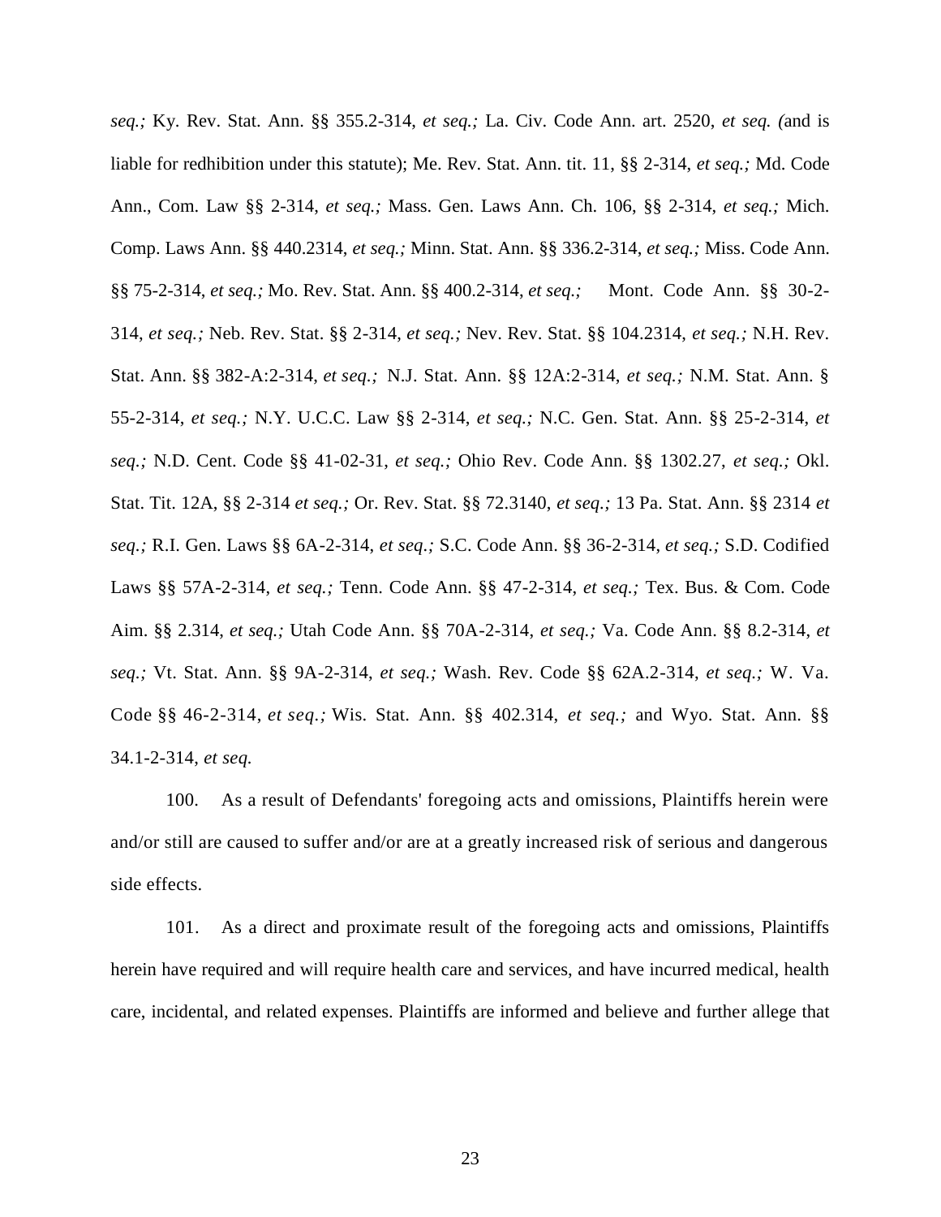*seq.;* Ky. Rev. Stat. Ann. §§ 355.2-314, *et seq.;* La. Civ. Code Ann. art. 2520, *et seq. (*and is liable for redhibition under this statute); Me. Rev. Stat. Ann. tit. 11, §§ 2-314, *et seq.;* Md. Code Ann., Com. Law §§ 2-314, *et seq.;* Mass. Gen. Laws Ann. Ch. 106, §§ 2-314, *et seq.;* Mich. Comp. Laws Ann. §§ 440.2314, *et seq.;* Minn. Stat. Ann. §§ 336.2-314, *et seq.;* Miss. Code Ann. §§ 75-2-314, *et seq.;* Mo. Rev. Stat. Ann. §§ 400.2-314, *et seq.;* Mont. Code Ann. §§ 30-2-314, *et seq.;* Neb. Rev. Stat. §§ 2-314, *et seq.;* Nev. Rev. Stat. §§ 104.2314, *et seq.;* N.H. Rev. Stat. Ann. §§ 382-A:2-314, *et seq.;* N.J. Stat. Ann. §§ 12A:2-314, *et seq.;* N.M. Stat. Ann. § 55-2-314, *et seq.;* N.Y. U.C.C. Law §§ 2-314, *et seq.;* N.C. Gen. Stat. Ann. §§ 25-2-314, *et seq.;* N.D. Cent. Code §§ 41-02-31, *et seq.;* Ohio Rev. Code Ann. §§ 1302.27, *et seq.;* Okl. Stat. Tit. 12A, §§ 2-314 *et seq.;* Or. Rev. Stat. §§ 72.3140, *et seq.;* 13 Pa. Stat. Ann. §§ 2314 *et seq.;* R.I. Gen. Laws §§ 6A-2-314, *et seq.;* S.C. Code Ann. §§ 36-2-314, *et seq.;* S.D. Codified Laws §§ 57A-2-314, *et seq.;* Tenn. Code Ann. §§ 47-2-314, *et seq.;* Tex. Bus. & Com. Code Aim. §§ 2.314, *et seq.;* Utah Code Ann. §§ 70A-2-314, *et seq.;* Va. Code Ann. §§ 8.2-314, *et seq.;* Vt. Stat. Ann. §§ 9A-2-314, *et seq.;* Wash. Rev. Code §§ 62A.2-314, *et seq.;* W. Va. Code §§ 46-2-314, *et seq.;* Wis. Stat. Ann. §§ 402.314, *et seq.;* and Wyo. Stat. Ann. §§ 34.1-2-314, *et seq.*

100. As a result of Defendants' foregoing acts and omissions, Plaintiffs herein were and/or still are caused to suffer and/or are at a greatly increased risk of serious and dangerous side effects.

101. As a direct and proximate result of the foregoing acts and omissions, Plaintiffs herein have required and will require health care and services, and have incurred medical, health care, incidental, and related expenses. Plaintiffs are informed and believe and further allege that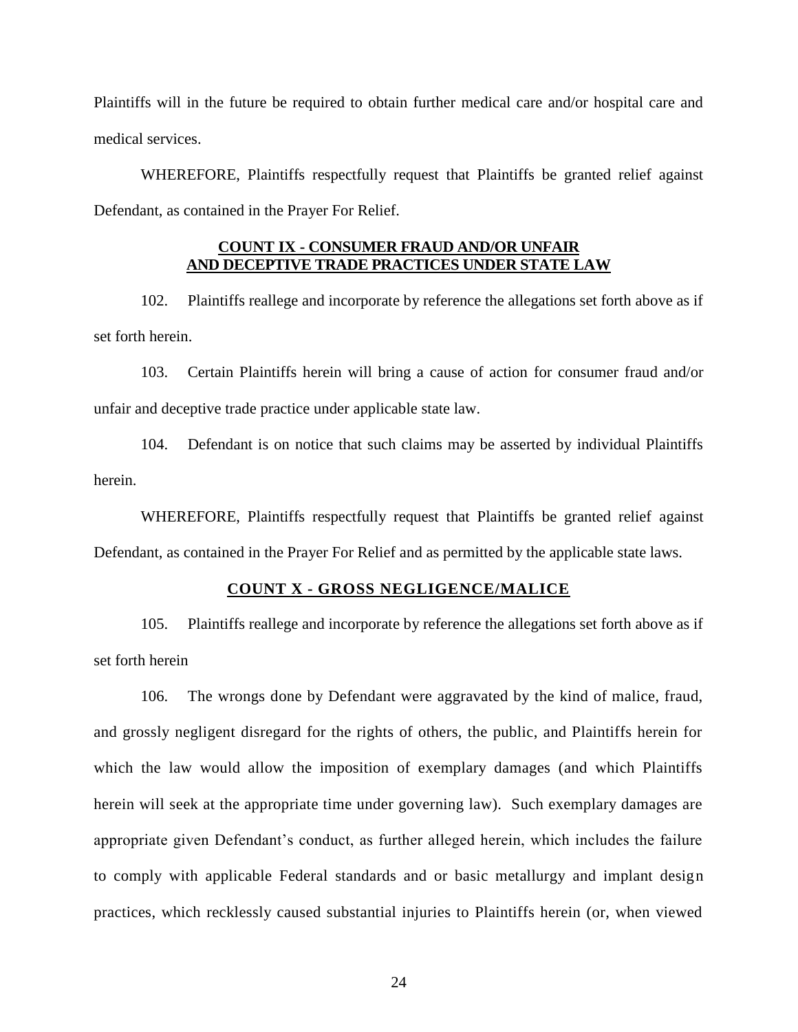Plaintiffs will in the future be required to obtain further medical care and/or hospital care and medical services.

WHEREFORE, Plaintiffs respectfully request that Plaintiffs be granted relief against Defendant, as contained in the Prayer For Relief.

## COUNT IX - CONSUMER FRAUD AND/OR UNFAIR AND DECEPTIVE TRADE PRACTICES UNDER STATE LAW

102. Plaintiffs reallege and incorporate by reference the allegations set forth above as if set forth herein.

103. Certain Plaintiffs herein will bring a cause of action for consumer fraud and/or unfair and deceptive trade practice under applicable state law.

104. Defendant is on notice that such claims may be asserted by individual Plaintiffs herein.

WHEREFORE, Plaintiffs respectfully request that Plaintiffs be granted relief against Defendant, as contained in the Prayer For Relief and as permitted by the applicable state laws.

## COUNT X - GROSS NEGLIGENCE/MALICE

105. Plaintiffs reallege and incorporate by reference the allegations set forth above as if set forth herein

106. The wrongs done by Defendant were aggravated by the kind of malice, fraud, and grossly negligent disregard for the rights of others, the public, and Plaintiffs herein for which the law would allow the imposition of exemplary damages (and which Plaintiffs herein will seek at the appropriate time under governing law). Such exemplary damages are appropriate given Defendant's conduct, as further alleged herein, which includes the failure to comply with applicable Federal standards and or basic metallurgy and implant design practices, which recklessly caused substantial injuries to Plaintiffs herein (or, when viewed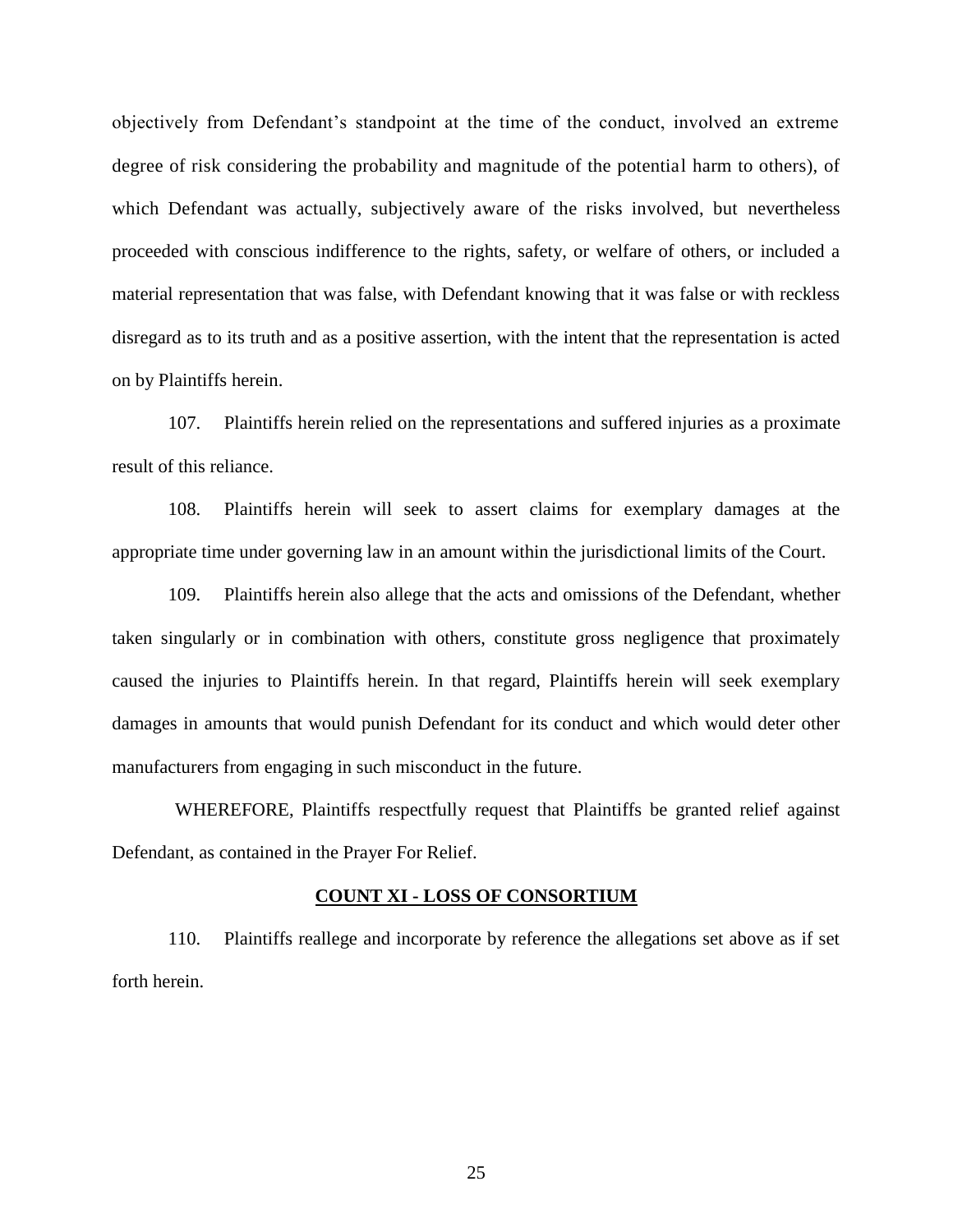objectively from Defendant's standpoint at the time of the conduct, involved an extreme degree of risk considering the probability and magnitude of the potential harm to others), of which Defendant was actually, subjectively aware of the risks involved, but nevertheless proceeded with conscious indifference to the rights, safety, or welfare of others, or included a material representation that was false, with Defendant knowing that it was false or with reckless disregard as to its truth and as a positive assertion, with the intent that the representation is acted on by Plaintiffs herein.

107. Plaintiffs herein relied on the representations and suffered injuries as a proximate result of this reliance.

108. Plaintiffs herein will seek to assert claims for exemplary damages at the appropriate time under governing law in an amount within the jurisdictional limits of the Court.

109. Plaintiffs herein also allege that the acts and omissions of the Defendant, whether taken singularly or in combination with others, constitute gross negligence that proximately caused the injuries to Plaintiffs herein. In that regard, Plaintiffs herein will seek exemplary damages in amounts that would punish Defendant for its conduct and which would deter other manufacturers from engaging in such misconduct in the future.

WHEREFORE, Plaintiffs respectfully request that Plaintiffs be granted relief against Defendant, as contained in the Prayer For Relief.

## COUNT XI - LOSS OF CONSORTIUM

110. Plaintiffs reallege and incorporate by reference the allegations set above as if set forth herein.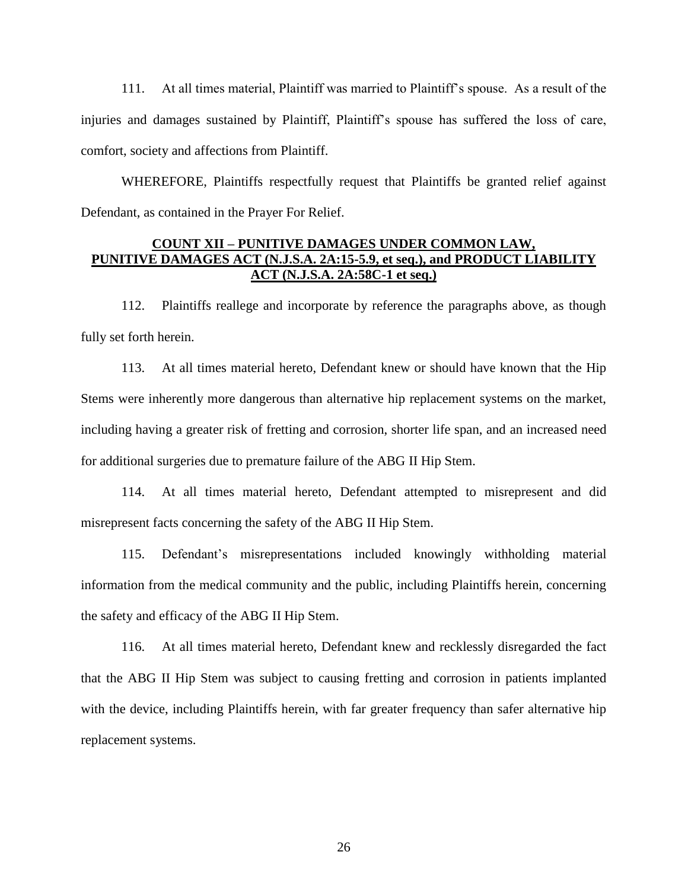111. At all times material, Plaintiff was married to Plaintiff's spouse. As a result of the injuries and damages sustained by Plaintiff, Plaintiff's spouse has suffered the loss of care, comfort, society and affections from Plaintiff.

WHEREFORE, Plaintiffs respectfully request that Plaintiffs be granted relief against Defendant, as contained in the Prayer For Relief.

**COUNT XII – PUNITIVE DAMAGES UNDER COMMON LAW, PUNITIVE DAMAGES ACT (N.J.S.A. 2A:15-5.9, et seq.), and PRODUCT LIABILITY ACT (N.J.S.A. 2A:58C-1 et seq.)**

112. Plaintiffs reallege and incorporate by reference the paragraphs above, as though fully set forth herein.

113. At all times material hereto, Defendant knew or should have known that the Hip Stems were inherently more dangerous than alternative hip replacement systems on the market, including having a greater risk of fretting and corrosion, shorter life span, and an increased need for additional surgeries due to premature failure of the ABG II Hip Stem.

114. At all times material hereto, Defendant attempted to misrepresent and did misrepresent facts concerning the safety of the ABG II Hip Stem.

115. Defendant's misrepresentations included knowingly withholding material information from the medical community and the public, including Plaintiffs herein, concerning the safety and efficacy of the ABG II Hip Stem.

116. At all times material hereto, Defendant knew and recklessly disregarded the fact that the ABG II Hip Stem was subject to causing fretting and corrosion in patients implanted with the device, including Plaintiffs herein, with far greater frequency than safer alternative hip replacement systems.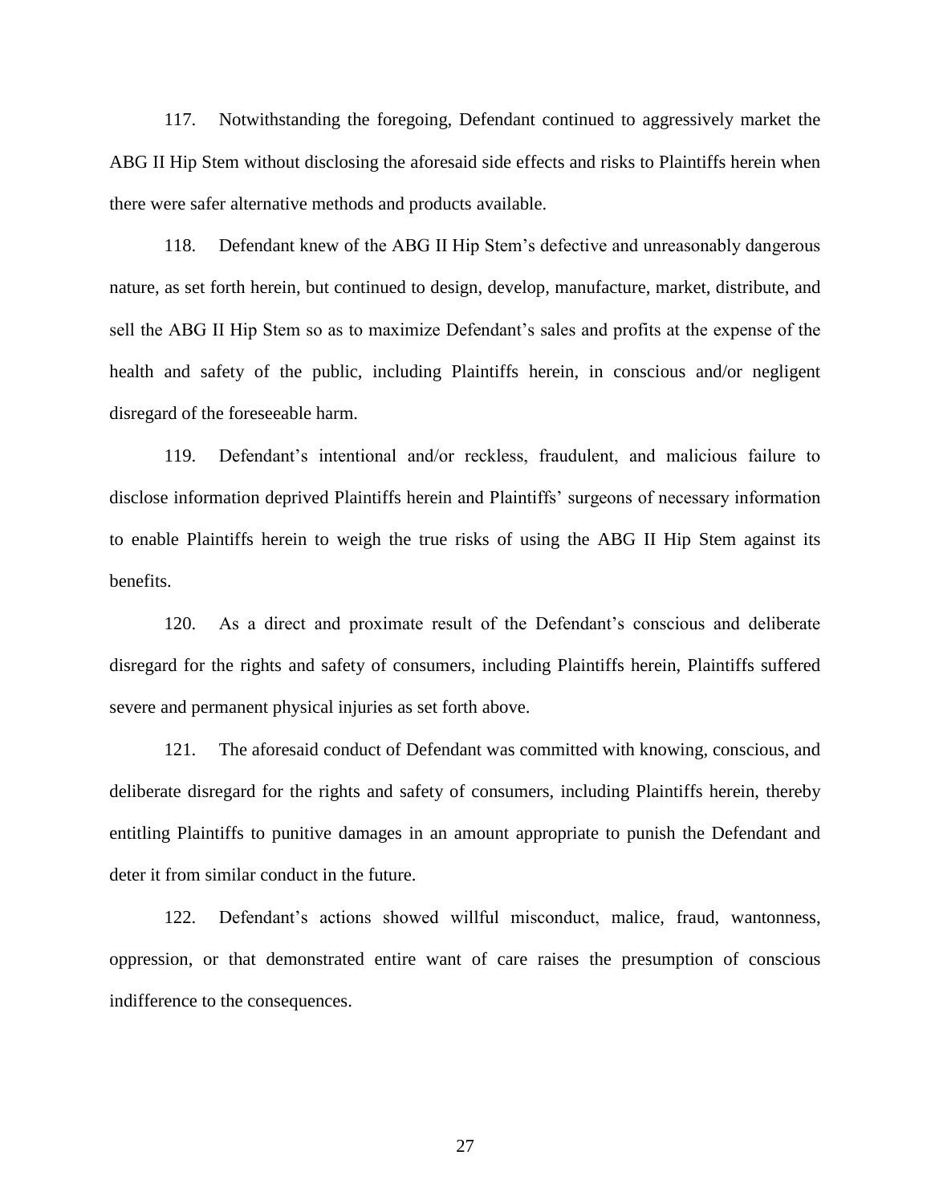117. Notwithstanding the foregoing, Defendant continued to aggressively market the ABG II Hip Stem without disclosing the aforesaid side effects and risks to Plaintiffs herein when there were safer alternative methods and products available.

118. Defendant knew of the ABG II Hip Stem's defective and unreasonably dangerous nature, as set forth herein, but continued to design, develop, manufacture, market, distribute, and sell the ABG II Hip Stem so as to maximize Defendant's sales and profits at the expense of the health and safety of the public, including Plaintiffs herein, in conscious and/or negligent disregard of the foreseeable harm.

119. Defendant's intentional and/or reckless, fraudulent, and malicious failure to disclose information deprived Plaintiffs herein and Plaintiffs' surgeons of necessary information to enable Plaintiffs herein to weigh the true risks of using the ABG II Hip Stem against its benefits.

120. As a direct and proximate result of the Defendant's conscious and deliberate disregard for the rights and safety of consumers, including Plaintiffs herein, Plaintiffs suffered severe and permanent physical injuries as set forth above.

121. The aforesaid conduct of Defendant was committed with knowing, conscious, and deliberate disregard for the rights and safety of consumers, including Plaintiffs herein, thereby entitling Plaintiffs to punitive damages in an amount appropriate to punish the Defendant and deter it from similar conduct in the future.

122. Defendant's actions showed willful misconduct, malice, fraud, wantonness, oppression, or that demonstrated entire want of care raises the presumption of conscious indifference to the consequences.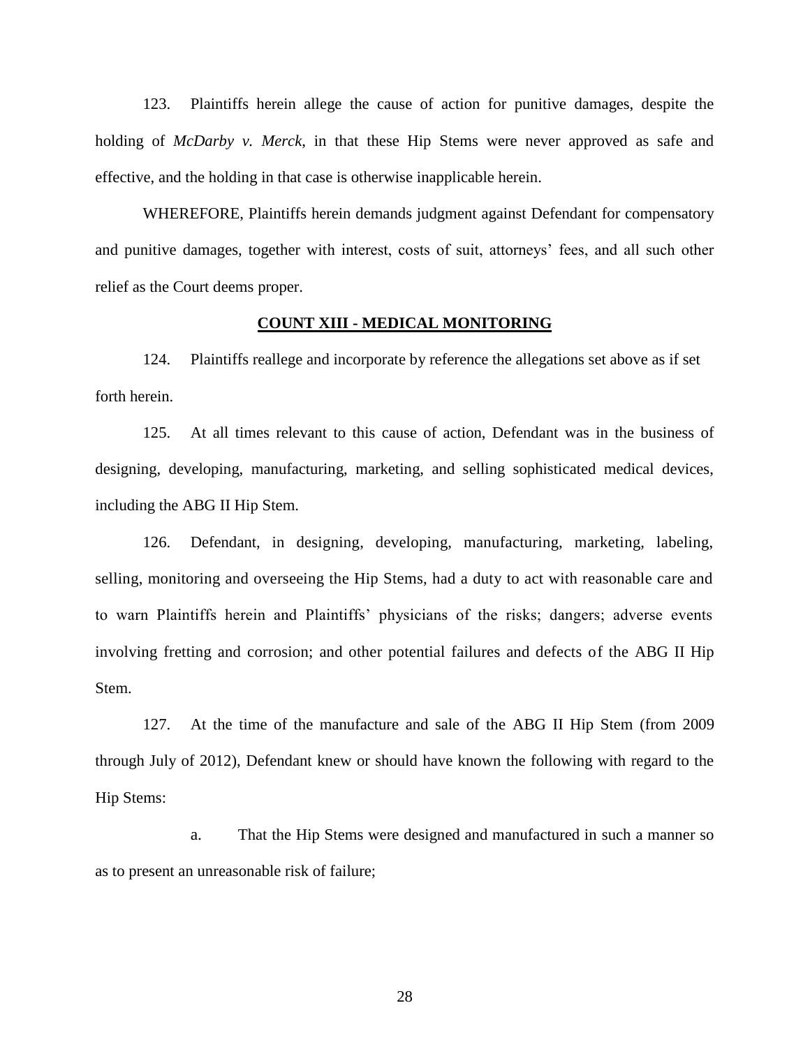123. Plaintiffs herein allege the cause of action for punitive damages, despite the holding of *McDarby v. Merck*, in that these Hip Stems were never approved as safe and effective, and the holding in that case is otherwise inapplicable herein.

WHEREFORE, Plaintiffs herein demands judgment against Defendant for compensatory and punitive damages, together with interest, costs of suit, attorneys' fees, and all such other relief as the Court deems proper.

**COUNT XIII - MEDICAL MONITORING**

124. Plaintiffs reallege and incorporate by reference the allegations set above as if set forth herein.

125. At all times relevant to this cause of action, Defendant was in the business of designing, developing, manufacturing, marketing, and selling sophisticated medical devices, including the ABG II Hip Stem.

126. Defendant, in designing, developing, manufacturing, marketing, labeling, selling, monitoring and overseeing the Hip Stems, had a duty to act with reasonable care and to warn Plaintiffs herein and Plaintiffs' physicians of the risks; dangers; adverse events involving fretting and corrosion; and other potential failures and defects of the ABG II Hip Stem.

127. At the time of the manufacture and sale of the ABG II Hip Stem (from 2009 through July of 2012), Defendant knew or should have known the following with regard to the Hip Stems:

a. That the Hip Stems were designed and manufactured in such a manner so as to present an unreasonable risk of failure;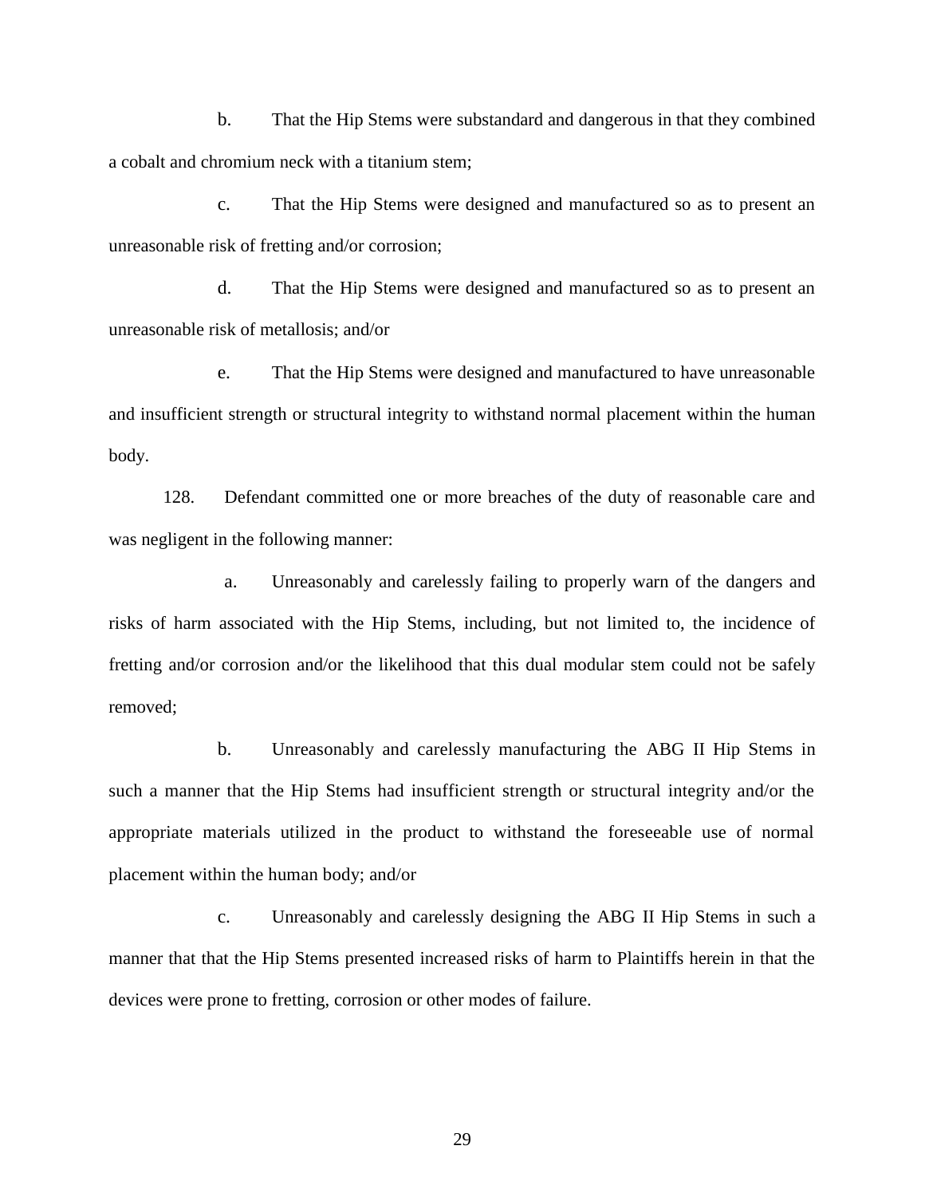b. That the Hip Stems were substandard and dangerous in that they combined a cobalt and chromium neck with a titanium stem;

c. That the Hip Stems were designed and manufactured so as to present an unreasonable risk of fretting and/or corrosion;

d. That the Hip Stems were designed and manufactured so as to present an unreasonable risk of metallosis; and/or

e. That the Hip Stems were designed and manufactured to have unreasonable and insufficient strength or structural integrity to withstand normal placement within the human body.

128. Defendant committed one or more breaches of the duty of reasonable care and was negligent in the following manner:

a. Unreasonably and carelessly failing to properly warn of the dangers and risks of harm associated with the Hip Stems, including, but not limited to, the incidence of fretting and/or corrosion and/or the likelihood that this dual modular stem could not be safely removed;

b. Unreasonably and carelessly manufacturing the ABG II Hip Stems in such a manner that the Hip Stems had insufficient strength or structural integrity and/or the appropriate materials utilized in the product to withstand the foreseeable use of normal placement within the human body; and/or

c. Unreasonably and carelessly designing the ABG II Hip Stems in such a manner that that the Hip Stems presented increased risks of harm to Plaintiffs herein in that the devices were prone to fretting, corrosion or other modes of failure.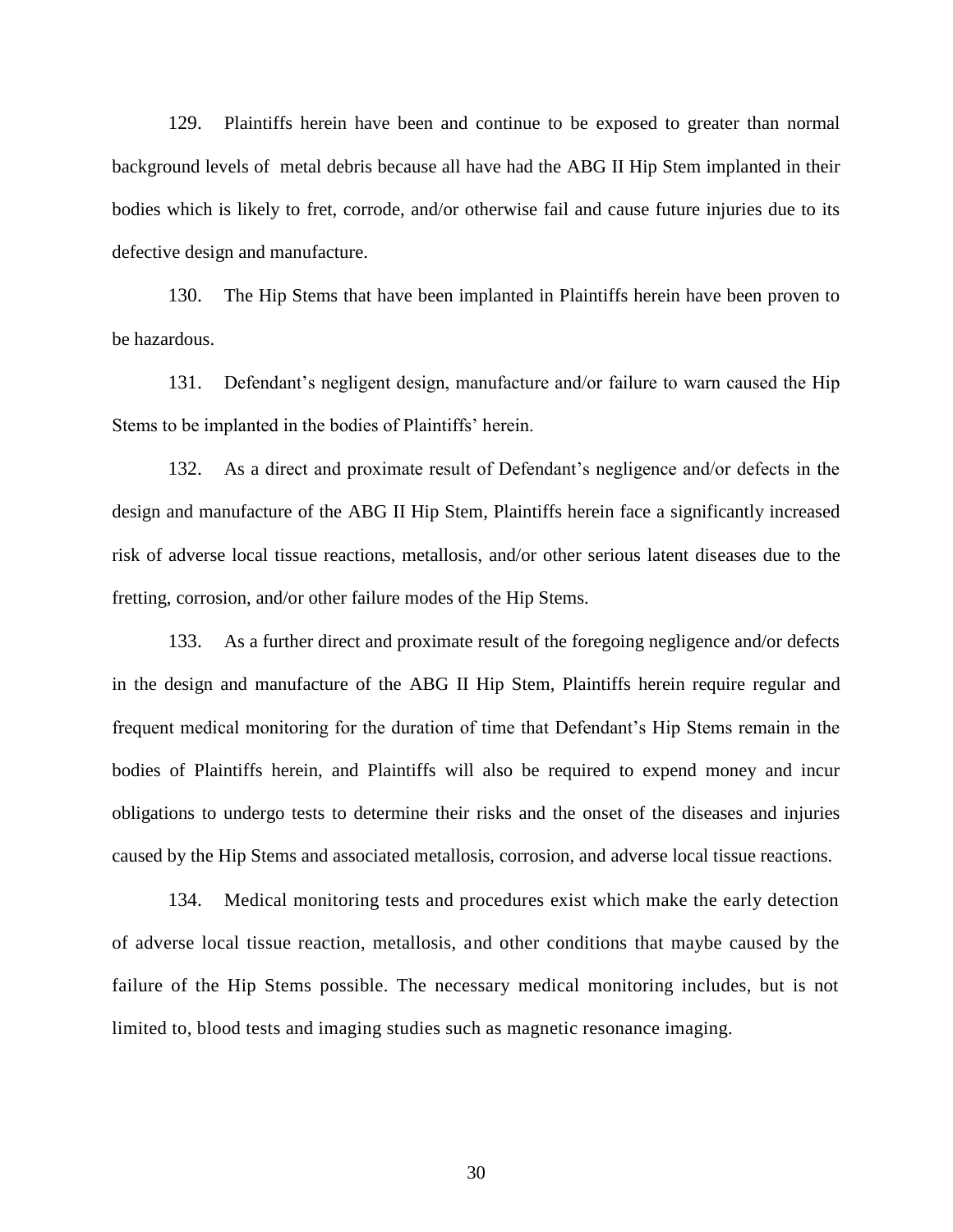129. Plaintiffs herein have been and continue to be exposed to greater than normal background levels of metal debris because all have had the ABG II Hip Stem implanted in their bodies which is likely to fret, corrode, and/or otherwise fail and cause future injuries due to its defective design and manufacture.

130. The Hip Stems that have been implanted in Plaintiffs herein have been proven to be hazardous.

131. Defendant's negligent design, manufacture and/or failure to warn caused the Hip Stems to be implanted in the bodies of Plaintiffs' herein.

132. As a direct and proximate result of Defendant's negligence and/or defects in the design and manufacture of the ABG II Hip Stem, Plaintiffs herein face a significantly increased risk of adverse local tissue reactions, metallosis, and/or other serious latent diseases due to the fretting, corrosion, and/or other failure modes of the Hip Stems.

133. As a further direct and proximate result of the foregoing negligence and/or defects in the design and manufacture of the ABG II Hip Stem, Plaintiffs herein require regular and frequent medical monitoring for the duration of time that Defendant's Hip Stems remain in the bodies of Plaintiffs herein, and Plaintiffs will also be required to expend money and incur obligations to undergo tests to determine their risks and the onset of the diseases and injuries caused by the Hip Stems and associated metallosis, corrosion, and adverse local tissue reactions.

134. Medical monitoring tests and procedures exist which make the early detection of adverse local tissue reaction, metallosis, and other conditions that maybe caused by the failure of the Hip Stems possible. The necessary medical monitoring includes, but is not limited to, blood tests and imaging studies such as magnetic resonance imaging.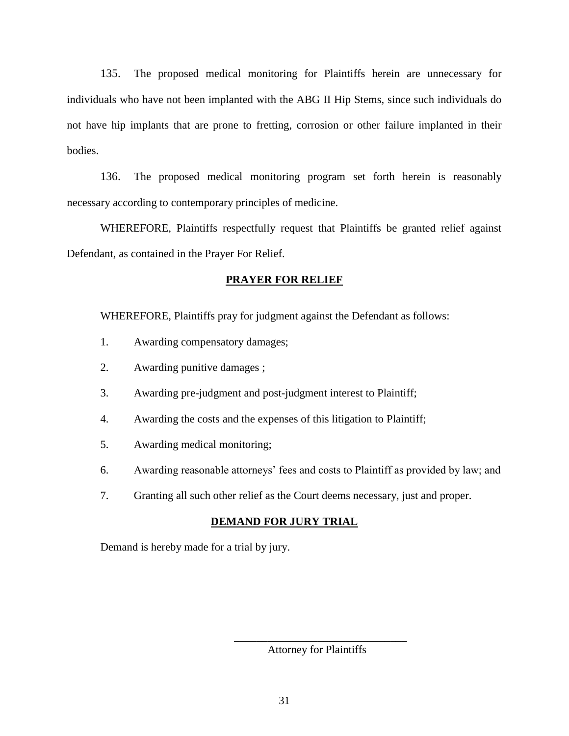135. The proposed medical monitoring for Plaintiffs herein are unnecessary for individuals who have not been implanted with the ABG II Hip Stems, since such individuals do not have hip implants that are prone to fretting, corrosion or other failure implanted in their bodies.

136. The proposed medical monitoring program set forth herein is reasonably necessary according to contemporary principles of medicine.

WHEREFORE, Plaintiffs respectfully request that Plaintiffs be granted relief against Defendant, as contained in the Prayer For Relief.

## PRAYER FOR RELIEF

WHEREFORE, Plaintiffs pray for judgment against the Defendant as follows:

1. Awarding compensatory damages;
2. Awarding punitive damages ;
3. Awarding pre-judgment and post-judgment interest to Plaintiff;
4. Awarding the costs and the expenses of this litigation to Plaintiff;
5. Awarding medical monitoring;
6. Awarding reasonable attorneys' fees and costs to Plaintiff as provided by law; and
7. Granting all such other relief as the Court deems necessary, just and proper.

## DEMAND FOR JURY TRIAL

Demand is hereby made for a trial by jury.

\_\_\_\_\_\_\_\_\_\_\_\_\_\_\_\_\_\_\_\_\_\_\_\_\_\_\_\_\_\_\_\_

Attorney for Plaintiffs